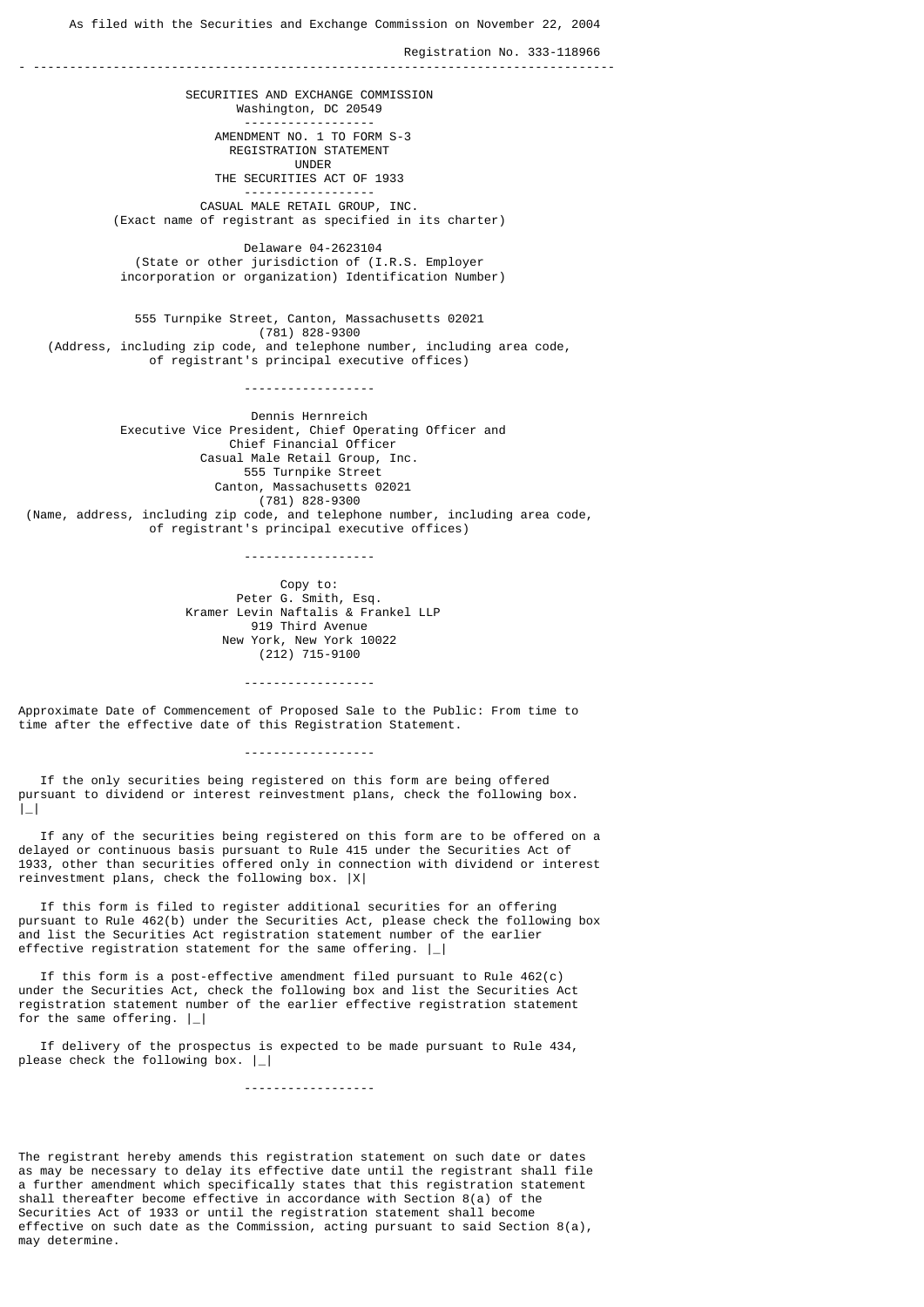As filed with the Securities and Exchange Commission on November 22, 2004

Registration No. 333-118966

---

SECURITIES AND EXCHANGE COMMISSION
Washington, DC 20549

---

AMENDMENT NO. 1 TO FORM S-3
REGISTRATION STATEMENT
UNDER
THE SECURITIES ACT OF 1933

---

CASUAL MALE RETAIL GROUP, INC.
(Exact name of registrant as specified in its charter)

Delaware 04-2623104
(State or other jurisdiction of (I.R.S. Employer
incorporation or organization) Identification Number)

555 Turnpike Street, Canton, Massachusetts 02021
(781) 828-9300
(Address, including zip code, and telephone number, including area code,
of registrant's principal executive offices)

---

Dennis Hernreich
Executive Vice President, Chief Operating Officer and
Chief Financial Officer
Casual Male Retail Group, Inc.
555 Turnpike Street
Canton, Massachusetts 02021
(781) 828-9300
(Name, address, including zip code, and telephone number, including area code,
of registrant's principal executive offices)

---

Copy to:
Peter G. Smith, Esq.
Kramer Levin Naftalis & Frankel LLP
919 Third Avenue
New York, New York 10022
(212) 715-9100

---

Approximate Date of Commencement of Proposed Sale to the Public: From time to time after the effective date of this Registration Statement.

---

If the only securities being registered on this form are being offered pursuant to dividend or interest reinvestment plans, check the following box. |_|

If any of the securities being registered on this form are to be offered on a delayed or continuous basis pursuant to Rule 415 under the Securities Act of 1933, other than securities offered only in connection with dividend or interest reinvestment plans, check the following box. |X|

If this form is filed to register additional securities for an offering pursuant to Rule 462(b) under the Securities Act, please check the following box and list the Securities Act registration statement number of the earlier effective registration statement for the same offering. |_|

If this form is a post-effective amendment filed pursuant to Rule 462(c) under the Securities Act, check the following box and list the Securities Act registration statement number of the earlier effective registration statement for the same offering. |_|

If delivery of the prospectus is expected to be made pursuant to Rule 434, please check the following box. |_|

---

The registrant hereby amends this registration statement on such date or dates as may be necessary to delay its effective date until the registrant shall file a further amendment which specifically states that this registration statement shall thereafter become effective in accordance with Section 8(a) of the Securities Act of 1933 or until the registration statement shall become effective on such date as the Commission, acting pursuant to said Section 8(a), may determine.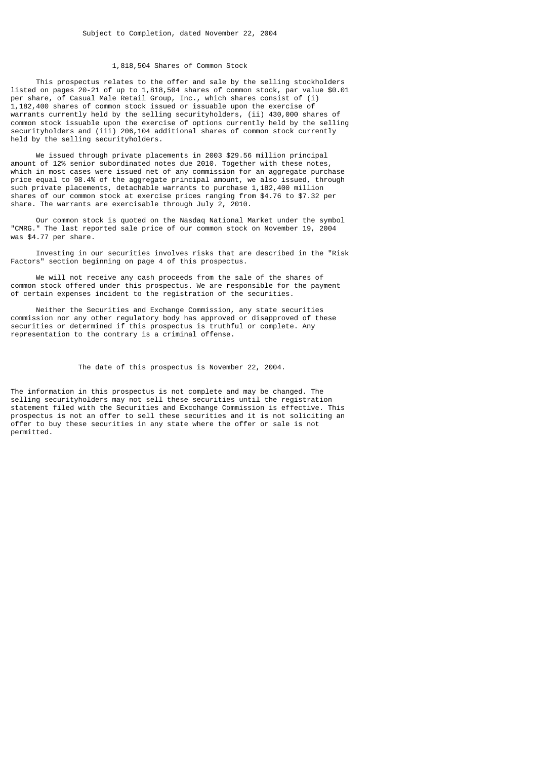Subject to Completion, dated November 22, 2004

# 1,818,504 Shares of Common Stock

This prospectus relates to the offer and sale by the selling stockholders listed on pages 20-21 of up to 1,818,504 shares of common stock, par value $0.01 per share, of Casual Male Retail Group, Inc., which shares consist of (i) 1,182,400 shares of common stock issued or issuable upon the exercise of warrants currently held by the selling securityholders, (ii) 430,000 shares of common stock issuable upon the exercise of options currently held by the selling securityholders and (iii) 206,104 additional shares of common stock currently held by the selling securityholders.

We issued through private placements in 2003 $29.56 million principal amount of 12% senior subordinated notes due 2010. Together with these notes, which in most cases were issued net of any commission for an aggregate purchase price equal to 98.4% of the aggregate principal amount, we also issued, through such private placements, detachable warrants to purchase 1,182,400 million shares of our common stock at exercise prices ranging from $4.76 to $7.32 per share. The warrants are exercisable through July 2, 2010.

Our common stock is quoted on the Nasdaq National Market under the symbol "CMRG." The last reported sale price of our common stock on November 19, 2004 was $4.77 per share.

Investing in our securities involves risks that are described in the "Risk Factors" section beginning on page 4 of this prospectus.

We will not receive any cash proceeds from the sale of the shares of common stock offered under this prospectus. We are responsible for the payment of certain expenses incident to the registration of the securities.

Neither the Securities and Exchange Commission, any state securities commission nor any other regulatory body has approved or disapproved of these securities or determined if this prospectus is truthful or complete. Any representation to the contrary is a criminal offense.

The date of this prospectus is November 22, 2004.

The information in this prospectus is not complete and may be changed. The selling securityholders may not sell these securities until the registration statement filed with the Securities and Excchange Commission is effective. This prospectus is not an offer to sell these securities and it is not soliciting an offer to buy these securities in any state where the offer or sale is not permitted.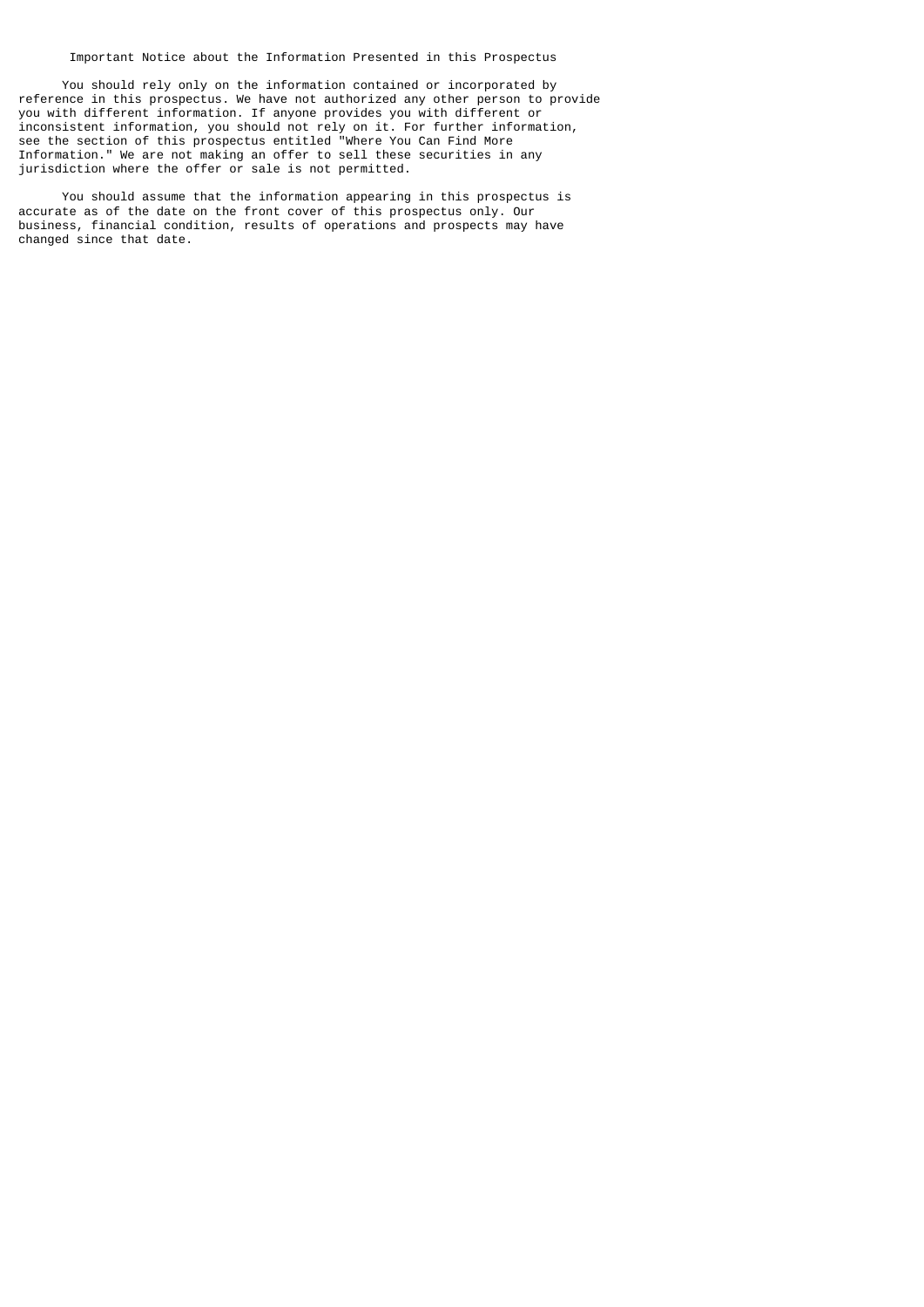## Important Notice about the Information Presented in this Prospectus

You should rely only on the information contained or incorporated by reference in this prospectus. We have not authorized any other person to provide you with different information. If anyone provides you with different or inconsistent information, you should not rely on it. For further information, see the section of this prospectus entitled "Where You Can Find More Information." We are not making an offer to sell these securities in any jurisdiction where the offer or sale is not permitted.

You should assume that the information appearing in this prospectus is accurate as of the date on the front cover of this prospectus only. Our business, financial condition, results of operations and prospects may have changed since that date.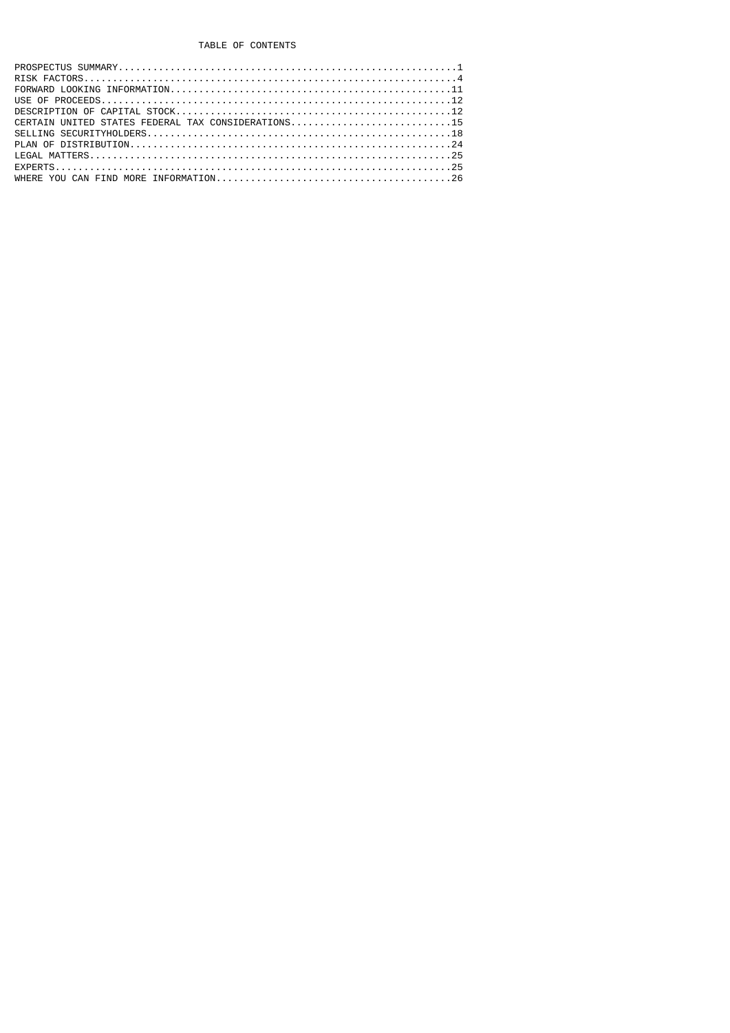# TABLE OF CONTENTS

| Section | Page |
|---|---|
| PROSPECTUS SUMMARY | 1 |
| RISK FACTORS | 4 |
| FORWARD LOOKING INFORMATION | 11 |
| USE OF PROCEEDS | 12 |
| DESCRIPTION OF CAPITAL STOCK | 12 |
| CERTAIN UNITED STATES FEDERAL TAX CONSIDERATIONS | 15 |
| SELLING SECURITYHOLDERS | 18 |
| PLAN OF DISTRIBUTION | 24 |
| LEGAL MATTERS | 25 |
| EXPERTS | 25 |
| WHERE YOU CAN FIND MORE INFORMATION | 26 |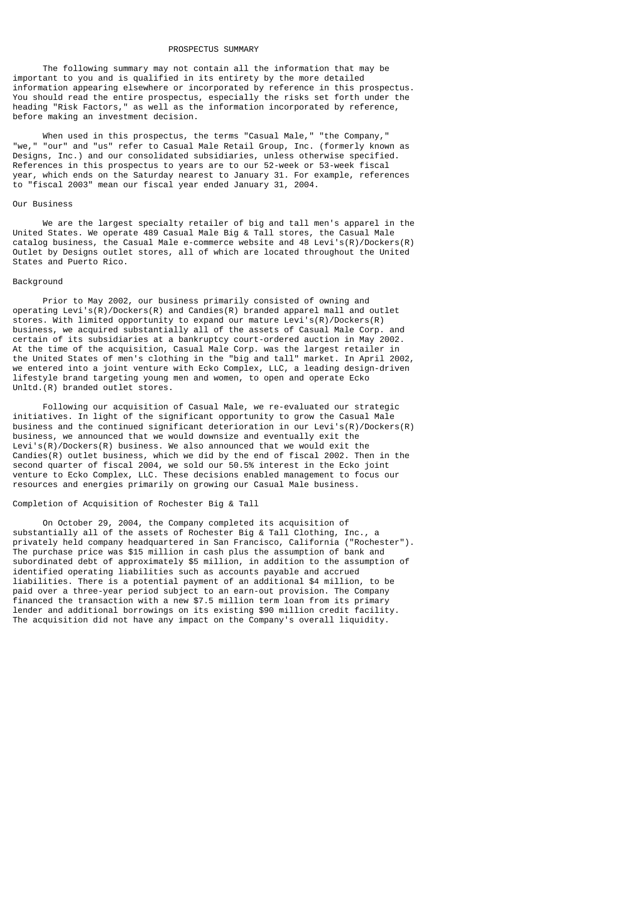# PROSPECTUS SUMMARY

The following summary may not contain all the information that may be important to you and is qualified in its entirety by the more detailed information appearing elsewhere or incorporated by reference in this prospectus. You should read the entire prospectus, especially the risks set forth under the heading "Risk Factors," as well as the information incorporated by reference, before making an investment decision.

When used in this prospectus, the terms "Casual Male," "the Company," "we," "our" and "us" refer to Casual Male Retail Group, Inc. (formerly known as Designs, Inc.) and our consolidated subsidiaries, unless otherwise specified. References in this prospectus to years are to our 52-week or 53-week fiscal year, which ends on the Saturday nearest to January 31. For example, references to "fiscal 2003" mean our fiscal year ended January 31, 2004.

## Our Business

We are the largest specialty retailer of big and tall men's apparel in the United States. We operate 489 Casual Male Big & Tall stores, the Casual Male catalog business, the Casual Male e-commerce website and 48 Levi's(R)/Dockers(R) Outlet by Designs outlet stores, all of which are located throughout the United States and Puerto Rico.

## Background

Prior to May 2002, our business primarily consisted of owning and operating Levi's(R)/Dockers(R) and Candies(R) branded apparel mall and outlet stores. With limited opportunity to expand our mature Levi's(R)/Dockers(R) business, we acquired substantially all of the assets of Casual Male Corp. and certain of its subsidiaries at a bankruptcy court-ordered auction in May 2002. At the time of the acquisition, Casual Male Corp. was the largest retailer in the United States of men's clothing in the "big and tall" market. In April 2002, we entered into a joint venture with Ecko Complex, LLC, a leading design-driven lifestyle brand targeting young men and women, to open and operate Ecko Unltd.(R) branded outlet stores.

Following our acquisition of Casual Male, we re-evaluated our strategic initiatives. In light of the significant opportunity to grow the Casual Male business and the continued significant deterioration in our Levi's(R)/Dockers(R) business, we announced that we would downsize and eventually exit the Levi's(R)/Dockers(R) business. We also announced that we would exit the Candies(R) outlet business, which we did by the end of fiscal 2002. Then in the second quarter of fiscal 2004, we sold our 50.5% interest in the Ecko joint venture to Ecko Complex, LLC. These decisions enabled management to focus our resources and energies primarily on growing our Casual Male business.

## Completion of Acquisition of Rochester Big & Tall

On October 29, 2004, the Company completed its acquisition of substantially all of the assets of Rochester Big & Tall Clothing, Inc., a privately held company headquartered in San Francisco, California ("Rochester"). The purchase price was $15 million in cash plus the assumption of bank and subordinated debt of approximately $5 million, in addition to the assumption of identified operating liabilities such as accounts payable and accrued liabilities. There is a potential payment of an additional $4 million, to be paid over a three-year period subject to an earn-out provision. The Company financed the transaction with a new $7.5 million term loan from its primary lender and additional borrowings on its existing $90 million credit facility. The acquisition did not have any impact on the Company's overall liquidity.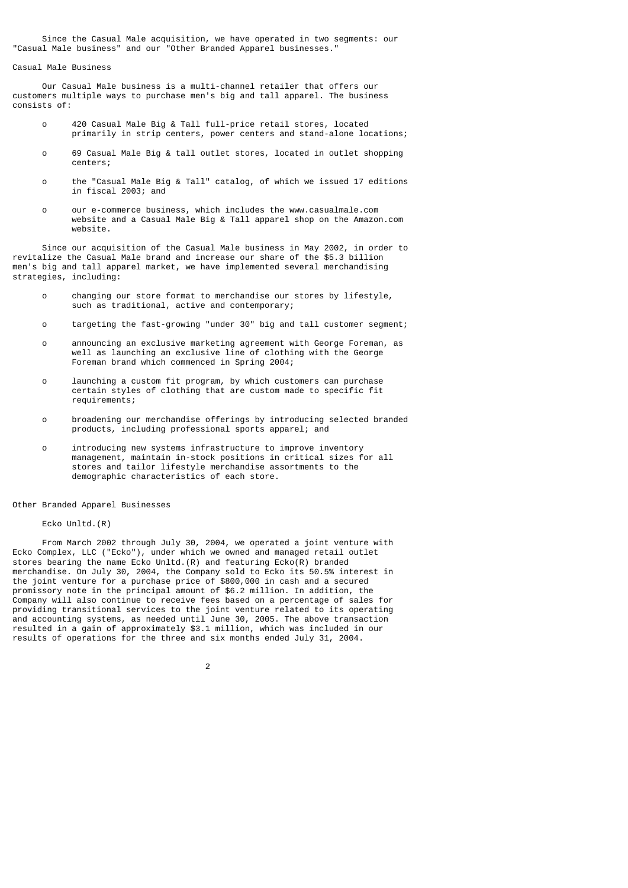Since the Casual Male acquisition, we have operated in two segments: our "Casual Male business" and our "Other Branded Apparel businesses."

### Casual Male Business

Our Casual Male business is a multi-channel retailer that offers our customers multiple ways to purchase men's big and tall apparel. The business consists of:

- 420 Casual Male Big & Tall full-price retail stores, located primarily in strip centers, power centers and stand-alone locations;
- 69 Casual Male Big & tall outlet stores, located in outlet shopping centers;
- the "Casual Male Big & Tall" catalog, of which we issued 17 editions in fiscal 2003; and
- our e-commerce business, which includes the www.casualmale.com website and a Casual Male Big & Tall apparel shop on the Amazon.com website.

Since our acquisition of the Casual Male business in May 2002, in order to revitalize the Casual Male brand and increase our share of the $5.3 billion men's big and tall apparel market, we have implemented several merchandising strategies, including:

- changing our store format to merchandise our stores by lifestyle, such as traditional, active and contemporary;
- targeting the fast-growing "under 30" big and tall customer segment;
- announcing an exclusive marketing agreement with George Foreman, as well as launching an exclusive line of clothing with the George Foreman brand which commenced in Spring 2004;
- launching a custom fit program, by which customers can purchase certain styles of clothing that are custom made to specific fit requirements;
- broadening our merchandise offerings by introducing selected branded products, including professional sports apparel; and
- introducing new systems infrastructure to improve inventory management, maintain in-stock positions in critical sizes for all stores and tailor lifestyle merchandise assortments to the demographic characteristics of each store.

### Other Branded Apparel Businesses

#### Ecko Unltd.(R)

From March 2002 through July 30, 2004, we operated a joint venture with Ecko Complex, LLC ("Ecko"), under which we owned and managed retail outlet stores bearing the name Ecko Unltd.(R) and featuring Ecko(R) branded merchandise. On July 30, 2004, the Company sold to Ecko its 50.5% interest in the joint venture for a purchase price of $800,000 in cash and a secured promissory note in the principal amount of $6.2 million. In addition, the Company will also continue to receive fees based on a percentage of sales for providing transitional services to the joint venture related to its operating and accounting systems, as needed until June 30, 2005. The above transaction resulted in a gain of approximately $3.1 million, which was included in our results of operations for the three and six months ended July 31, 2004.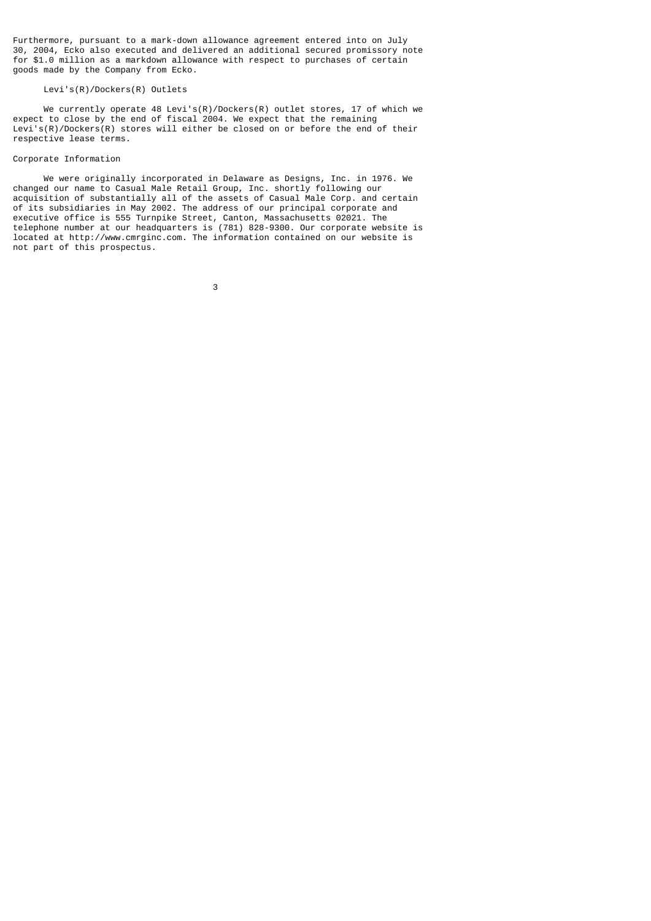Furthermore, pursuant to a mark-down allowance agreement entered into on July 30, 2004, Ecko also executed and delivered an additional secured promissory note for $1.0 million as a markdown allowance with respect to purchases of certain goods made by the Company from Ecko.

### Levi's(R)/Dockers(R) Outlets

We currently operate 48 Levi's(R)/Dockers(R) outlet stores, 17 of which we expect to close by the end of fiscal 2004. We expect that the remaining Levi's(R)/Dockers(R) stores will either be closed on or before the end of their respective lease terms.

## Corporate Information

We were originally incorporated in Delaware as Designs, Inc. in 1976. We changed our name to Casual Male Retail Group, Inc. shortly following our acquisition of substantially all of the assets of Casual Male Corp. and certain of its subsidiaries in May 2002. The address of our principal corporate and executive office is 555 Turnpike Street, Canton, Massachusetts 02021. The telephone number at our headquarters is (781) 828-9300. Our corporate website is located at http://www.cmrginc.com. The information contained on our website is not part of this prospectus.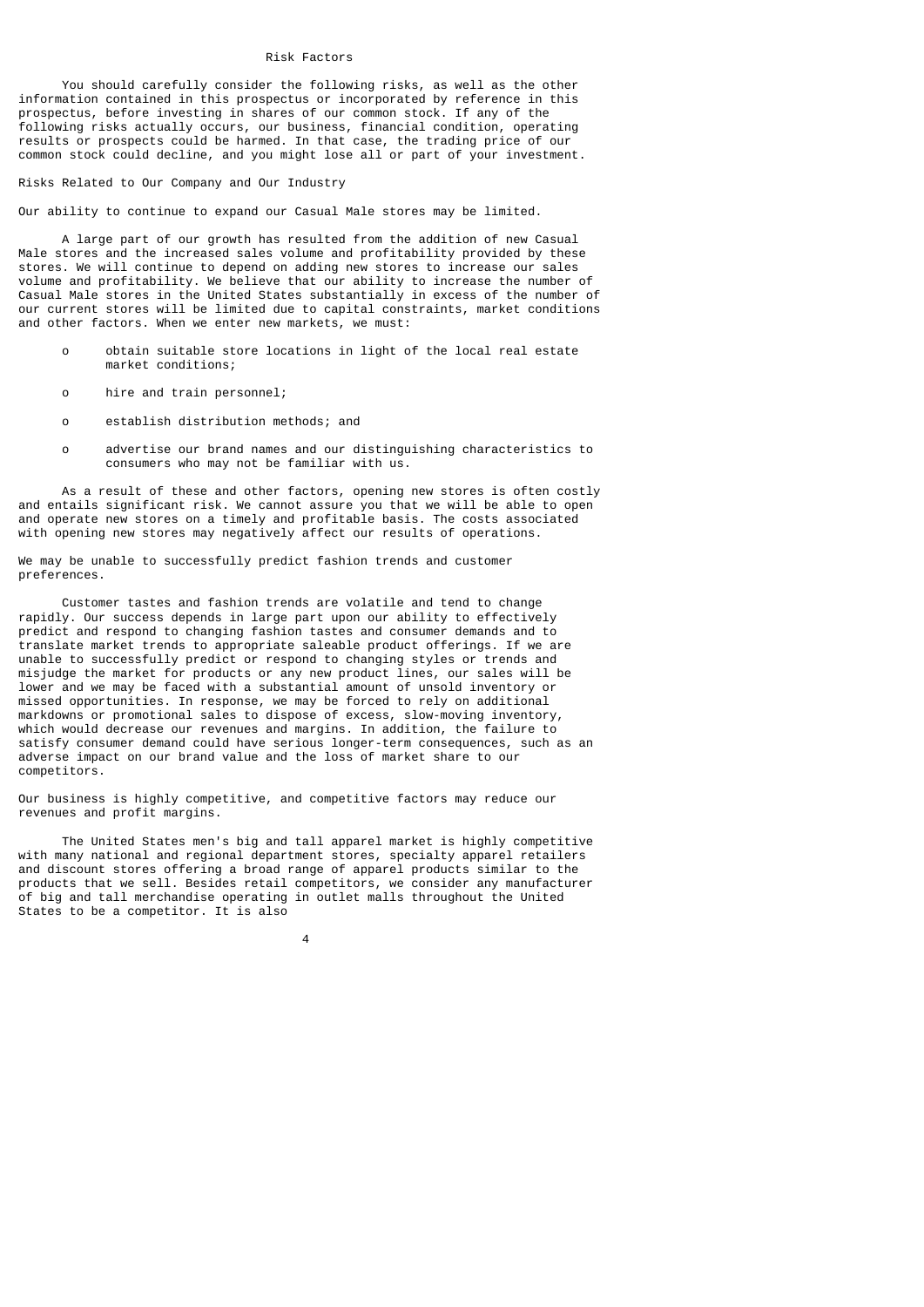# Risk Factors

You should carefully consider the following risks, as well as the other information contained in this prospectus or incorporated by reference in this prospectus, before investing in shares of our common stock. If any of the following risks actually occurs, our business, financial condition, operating results or prospects could be harmed. In that case, the trading price of our common stock could decline, and you might lose all or part of your investment.

## Risks Related to Our Company and Our Industry

### Our ability to continue to expand our Casual Male stores may be limited.

A large part of our growth has resulted from the addition of new Casual Male stores and the increased sales volume and profitability provided by these stores. We will continue to depend on adding new stores to increase our sales volume and profitability. We believe that our ability to increase the number of Casual Male stores in the United States substantially in excess of the number of our current stores will be limited due to capital constraints, market conditions and other factors. When we enter new markets, we must:

- obtain suitable store locations in light of the local real estate market conditions;
- hire and train personnel;
- establish distribution methods; and
- advertise our brand names and our distinguishing characteristics to consumers who may not be familiar with us.

As a result of these and other factors, opening new stores is often costly and entails significant risk. We cannot assure you that we will be able to open and operate new stores on a timely and profitable basis. The costs associated with opening new stores may negatively affect our results of operations.

### We may be unable to successfully predict fashion trends and customer preferences.

Customer tastes and fashion trends are volatile and tend to change rapidly. Our success depends in large part upon our ability to effectively predict and respond to changing fashion tastes and consumer demands and to translate market trends to appropriate saleable product offerings. If we are unable to successfully predict or respond to changing styles or trends and misjudge the market for products or any new product lines, our sales will be lower and we may be faced with a substantial amount of unsold inventory or missed opportunities. In response, we may be forced to rely on additional markdowns or promotional sales to dispose of excess, slow-moving inventory, which would decrease our revenues and margins. In addition, the failure to satisfy consumer demand could have serious longer-term consequences, such as an adverse impact on our brand value and the loss of market share to our competitors.

### Our business is highly competitive, and competitive factors may reduce our revenues and profit margins.

The United States men's big and tall apparel market is highly competitive with many national and regional department stores, specialty apparel retailers and discount stores offering a broad range of apparel products similar to the products that we sell. Besides retail competitors, we consider any manufacturer of big and tall merchandise operating in outlet malls throughout the United States to be a competitor. It is also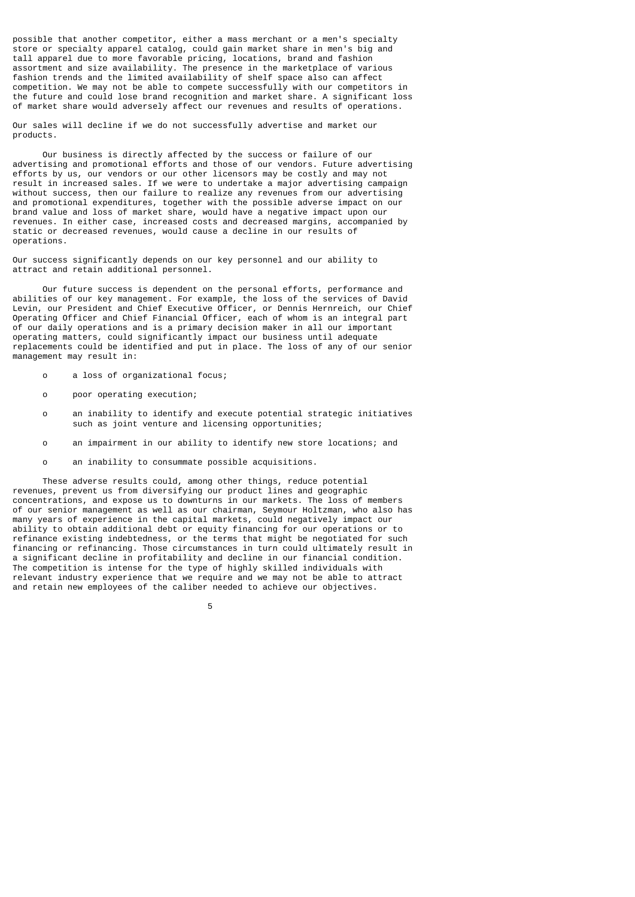possible that another competitor, either a mass merchant or a men's specialty store or specialty apparel catalog, could gain market share in men's big and tall apparel due to more favorable pricing, locations, brand and fashion assortment and size availability. The presence in the marketplace of various fashion trends and the limited availability of shelf space also can affect competition. We may not be able to compete successfully with our competitors in the future and could lose brand recognition and market share. A significant loss of market share would adversely affect our revenues and results of operations.

Our sales will decline if we do not successfully advertise and market our products.

Our business is directly affected by the success or failure of our advertising and promotional efforts and those of our vendors. Future advertising efforts by us, our vendors or our other licensors may be costly and may not result in increased sales. If we were to undertake a major advertising campaign without success, then our failure to realize any revenues from our advertising and promotional expenditures, together with the possible adverse impact on our brand value and loss of market share, would have a negative impact upon our revenues. In either case, increased costs and decreased margins, accompanied by static or decreased revenues, would cause a decline in our results of operations.

Our success significantly depends on our key personnel and our ability to attract and retain additional personnel.

Our future success is dependent on the personal efforts, performance and abilities of our key management. For example, the loss of the services of David Levin, our President and Chief Executive Officer, or Dennis Hernreich, our Chief Operating Officer and Chief Financial Officer, each of whom is an integral part of our daily operations and is a primary decision maker in all our important operating matters, could significantly impact our business until adequate replacements could be identified and put in place. The loss of any of our senior management may result in:

- a loss of organizational focus;
- poor operating execution;
- an inability to identify and execute potential strategic initiatives such as joint venture and licensing opportunities;
- an impairment in our ability to identify new store locations; and
- an inability to consummate possible acquisitions.

These adverse results could, among other things, reduce potential revenues, prevent us from diversifying our product lines and geographic concentrations, and expose us to downturns in our markets. The loss of members of our senior management as well as our chairman, Seymour Holtzman, who also has many years of experience in the capital markets, could negatively impact our ability to obtain additional debt or equity financing for our operations or to refinance existing indebtedness, or the terms that might be negotiated for such financing or refinancing. Those circumstances in turn could ultimately result in a significant decline in profitability and decline in our financial condition. The competition is intense for the type of highly skilled individuals with relevant industry experience that we require and we may not be able to attract and retain new employees of the caliber needed to achieve our objectives.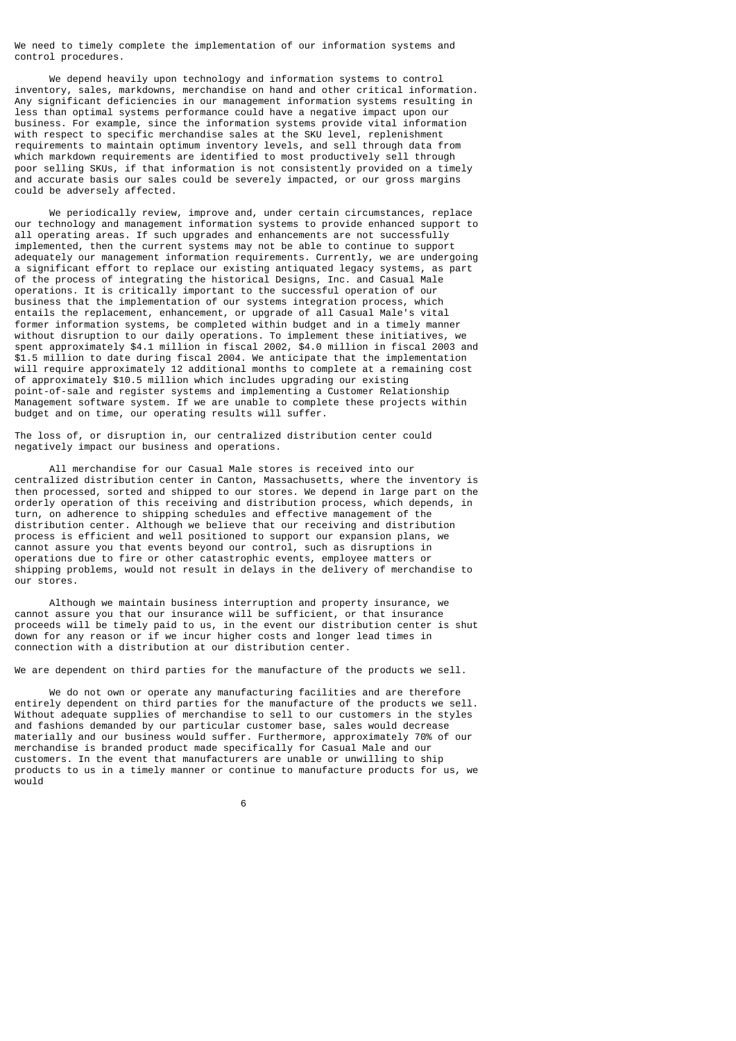We need to timely complete the implementation of our information systems and control procedures.

We depend heavily upon technology and information systems to control inventory, sales, markdowns, merchandise on hand and other critical information. Any significant deficiencies in our management information systems resulting in less than optimal systems performance could have a negative impact upon our business. For example, since the information systems provide vital information with respect to specific merchandise sales at the SKU level, replenishment requirements to maintain optimum inventory levels, and sell through data from which markdown requirements are identified to most productively sell through poor selling SKUs, if that information is not consistently provided on a timely and accurate basis our sales could be severely impacted, or our gross margins could be adversely affected.

We periodically review, improve and, under certain circumstances, replace our technology and management information systems to provide enhanced support to all operating areas. If such upgrades and enhancements are not successfully implemented, then the current systems may not be able to continue to support adequately our management information requirements. Currently, we are undergoing a significant effort to replace our existing antiquated legacy systems, as part of the process of integrating the historical Designs, Inc. and Casual Male operations. It is critically important to the successful operation of our business that the implementation of our systems integration process, which entails the replacement, enhancement, or upgrade of all Casual Male's vital former information systems, be completed within budget and in a timely manner without disruption to our daily operations. To implement these initiatives, we spent approximately $4.1 million in fiscal 2002, $4.0 million in fiscal 2003 and $1.5 million to date during fiscal 2004. We anticipate that the implementation will require approximately 12 additional months to complete at a remaining cost of approximately $10.5 million which includes upgrading our existing point-of-sale and register systems and implementing a Customer Relationship Management software system. If we are unable to complete these projects within budget and on time, our operating results will suffer.

The loss of, or disruption in, our centralized distribution center could negatively impact our business and operations.

All merchandise for our Casual Male stores is received into our centralized distribution center in Canton, Massachusetts, where the inventory is then processed, sorted and shipped to our stores. We depend in large part on the orderly operation of this receiving and distribution process, which depends, in turn, on adherence to shipping schedules and effective management of the distribution center. Although we believe that our receiving and distribution process is efficient and well positioned to support our expansion plans, we cannot assure you that events beyond our control, such as disruptions in operations due to fire or other catastrophic events, employee matters or shipping problems, would not result in delays in the delivery of merchandise to our stores.

Although we maintain business interruption and property insurance, we cannot assure you that our insurance will be sufficient, or that insurance proceeds will be timely paid to us, in the event our distribution center is shut down for any reason or if we incur higher costs and longer lead times in connection with a distribution at our distribution center.

We are dependent on third parties for the manufacture of the products we sell.

We do not own or operate any manufacturing facilities and are therefore entirely dependent on third parties for the manufacture of the products we sell. Without adequate supplies of merchandise to sell to our customers in the styles and fashions demanded by our particular customer base, sales would decrease materially and our business would suffer. Furthermore, approximately 70% of our merchandise is branded product made specifically for Casual Male and our customers. In the event that manufacturers are unable or unwilling to ship products to us in a timely manner or continue to manufacture products for us, we would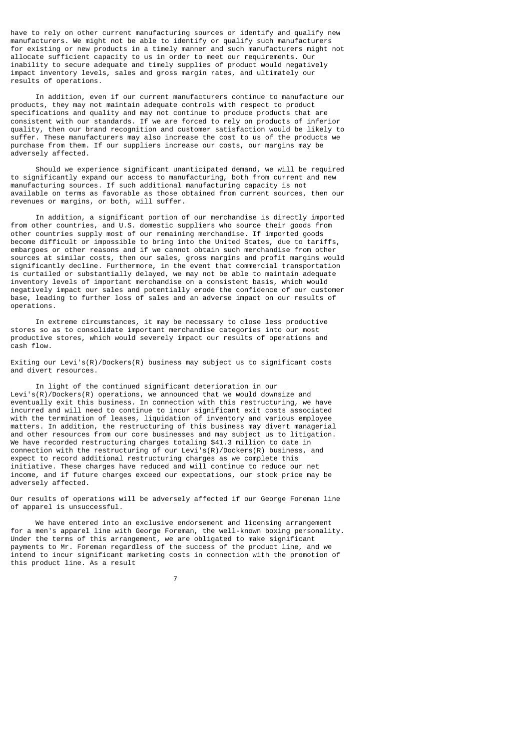have to rely on other current manufacturing sources or identify and qualify new manufacturers. We might not be able to identify or qualify such manufacturers for existing or new products in a timely manner and such manufacturers might not allocate sufficient capacity to us in order to meet our requirements. Our inability to secure adequate and timely supplies of product would negatively impact inventory levels, sales and gross margin rates, and ultimately our results of operations.

In addition, even if our current manufacturers continue to manufacture our products, they may not maintain adequate controls with respect to product specifications and quality and may not continue to produce products that are consistent with our standards. If we are forced to rely on products of inferior quality, then our brand recognition and customer satisfaction would be likely to suffer. These manufacturers may also increase the cost to us of the products we purchase from them. If our suppliers increase our costs, our margins may be adversely affected.

Should we experience significant unanticipated demand, we will be required to significantly expand our access to manufacturing, both from current and new manufacturing sources. If such additional manufacturing capacity is not available on terms as favorable as those obtained from current sources, then our revenues or margins, or both, will suffer.

In addition, a significant portion of our merchandise is directly imported from other countries, and U.S. domestic suppliers who source their goods from other countries supply most of our remaining merchandise. If imported goods become difficult or impossible to bring into the United States, due to tariffs, embargoes or other reasons and if we cannot obtain such merchandise from other sources at similar costs, then our sales, gross margins and profit margins would significantly decline. Furthermore, in the event that commercial transportation is curtailed or substantially delayed, we may not be able to maintain adequate inventory levels of important merchandise on a consistent basis, which would negatively impact our sales and potentially erode the confidence of our customer base, leading to further loss of sales and an adverse impact on our results of operations.

In extreme circumstances, it may be necessary to close less productive stores so as to consolidate important merchandise categories into our most productive stores, which would severely impact our results of operations and cash flow.

Exiting our Levi's(R)/Dockers(R) business may subject us to significant costs and divert resources.

In light of the continued significant deterioration in our Levi's(R)/Dockers(R) operations, we announced that we would downsize and eventually exit this business. In connection with this restructuring, we have incurred and will need to continue to incur significant exit costs associated with the termination of leases, liquidation of inventory and various employee matters. In addition, the restructuring of this business may divert managerial and other resources from our core businesses and may subject us to litigation. We have recorded restructuring charges totaling $41.3 million to date in connection with the restructuring of our Levi's(R)/Dockers(R) business, and expect to record additional restructuring charges as we complete this initiative. These charges have reduced and will continue to reduce our net income, and if future charges exceed our expectations, our stock price may be adversely affected.

Our results of operations will be adversely affected if our George Foreman line of apparel is unsuccessful.

We have entered into an exclusive endorsement and licensing arrangement for a men's apparel line with George Foreman, the well-known boxing personality. Under the terms of this arrangement, we are obligated to make significant payments to Mr. Foreman regardless of the success of the product line, and we intend to incur significant marketing costs in connection with the promotion of this product line. As a result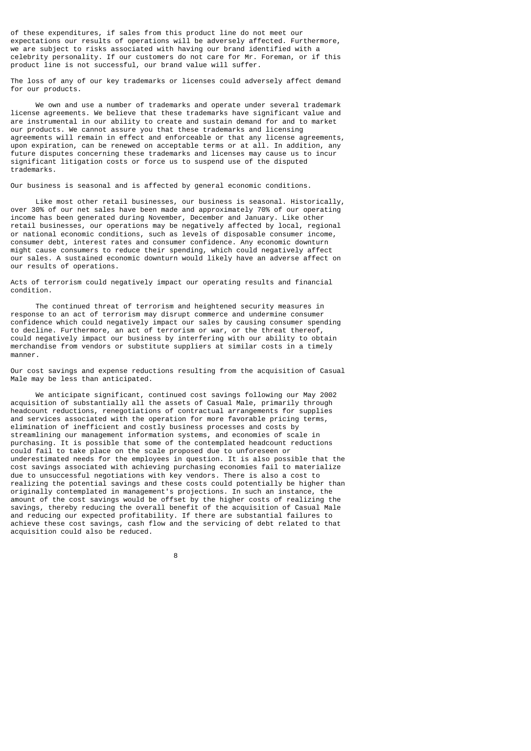of these expenditures, if sales from this product line do not meet our expectations our results of operations will be adversely affected. Furthermore, we are subject to risks associated with having our brand identified with a celebrity personality. If our customers do not care for Mr. Foreman, or if this product line is not successful, our brand value will suffer.

The loss of any of our key trademarks or licenses could adversely affect demand for our products.

We own and use a number of trademarks and operate under several trademark license agreements. We believe that these trademarks have significant value and are instrumental in our ability to create and sustain demand for and to market our products. We cannot assure you that these trademarks and licensing agreements will remain in effect and enforceable or that any license agreements, upon expiration, can be renewed on acceptable terms or at all. In addition, any future disputes concerning these trademarks and licenses may cause us to incur significant litigation costs or force us to suspend use of the disputed trademarks.

Our business is seasonal and is affected by general economic conditions.

Like most other retail businesses, our business is seasonal. Historically, over 30% of our net sales have been made and approximately 70% of our operating income has been generated during November, December and January. Like other retail businesses, our operations may be negatively affected by local, regional or national economic conditions, such as levels of disposable consumer income, consumer debt, interest rates and consumer confidence. Any economic downturn might cause consumers to reduce their spending, which could negatively affect our sales. A sustained economic downturn would likely have an adverse affect on our results of operations.

Acts of terrorism could negatively impact our operating results and financial condition.

The continued threat of terrorism and heightened security measures in response to an act of terrorism may disrupt commerce and undermine consumer confidence which could negatively impact our sales by causing consumer spending to decline. Furthermore, an act of terrorism or war, or the threat thereof, could negatively impact our business by interfering with our ability to obtain merchandise from vendors or substitute suppliers at similar costs in a timely manner.

Our cost savings and expense reductions resulting from the acquisition of Casual Male may be less than anticipated.

We anticipate significant, continued cost savings following our May 2002 acquisition of substantially all the assets of Casual Male, primarily through headcount reductions, renegotiations of contractual arrangements for supplies and services associated with the operation for more favorable pricing terms, elimination of inefficient and costly business processes and costs by streamlining our management information systems, and economies of scale in purchasing. It is possible that some of the contemplated headcount reductions could fail to take place on the scale proposed due to unforeseen or underestimated needs for the employees in question. It is also possible that the cost savings associated with achieving purchasing economies fail to materialize due to unsuccessful negotiations with key vendors. There is also a cost to realizing the potential savings and these costs could potentially be higher than originally contemplated in management's projections. In such an instance, the amount of the cost savings would be offset by the higher costs of realizing the savings, thereby reducing the overall benefit of the acquisition of Casual Male and reducing our expected profitability. If there are substantial failures to achieve these cost savings, cash flow and the servicing of debt related to that acquisition could also be reduced.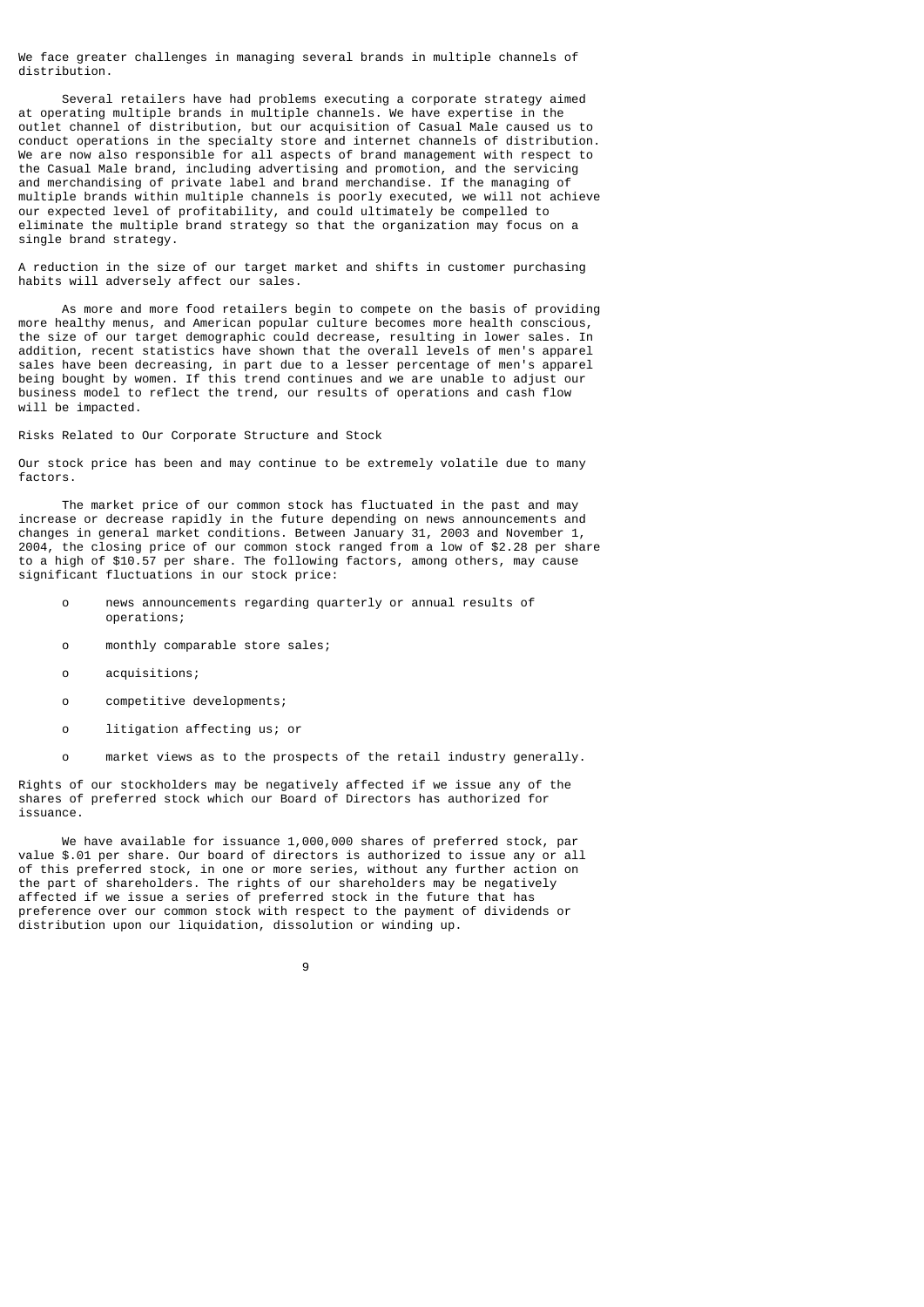We face greater challenges in managing several brands in multiple channels of distribution.

Several retailers have had problems executing a corporate strategy aimed at operating multiple brands in multiple channels. We have expertise in the outlet channel of distribution, but our acquisition of Casual Male caused us to conduct operations in the specialty store and internet channels of distribution. We are now also responsible for all aspects of brand management with respect to the Casual Male brand, including advertising and promotion, and the servicing and merchandising of private label and brand merchandise. If the managing of multiple brands within multiple channels is poorly executed, we will not achieve our expected level of profitability, and could ultimately be compelled to eliminate the multiple brand strategy so that the organization may focus on a single brand strategy.

A reduction in the size of our target market and shifts in customer purchasing habits will adversely affect our sales.

As more and more food retailers begin to compete on the basis of providing more healthy menus, and American popular culture becomes more health conscious, the size of our target demographic could decrease, resulting in lower sales. In addition, recent statistics have shown that the overall levels of men's apparel sales have been decreasing, in part due to a lesser percentage of men's apparel being bought by women. If this trend continues and we are unable to adjust our business model to reflect the trend, our results of operations and cash flow will be impacted.

Risks Related to Our Corporate Structure and Stock

Our stock price has been and may continue to be extremely volatile due to many factors.

The market price of our common stock has fluctuated in the past and may increase or decrease rapidly in the future depending on news announcements and changes in general market conditions. Between January 31, 2003 and November 1, 2004, the closing price of our common stock ranged from a low of $2.28 per share to a high of $10.57 per share. The following factors, among others, may cause significant fluctuations in our stock price:

- news announcements regarding quarterly or annual results of operations;
- monthly comparable store sales;
- acquisitions;
- competitive developments;
- litigation affecting us; or
- market views as to the prospects of the retail industry generally.

Rights of our stockholders may be negatively affected if we issue any of the shares of preferred stock which our Board of Directors has authorized for issuance.

We have available for issuance 1,000,000 shares of preferred stock, par value $.01 per share. Our board of directors is authorized to issue any or all of this preferred stock, in one or more series, without any further action on the part of shareholders. The rights of our shareholders may be negatively affected if we issue a series of preferred stock in the future that has preference over our common stock with respect to the payment of dividends or distribution upon our liquidation, dissolution or winding up.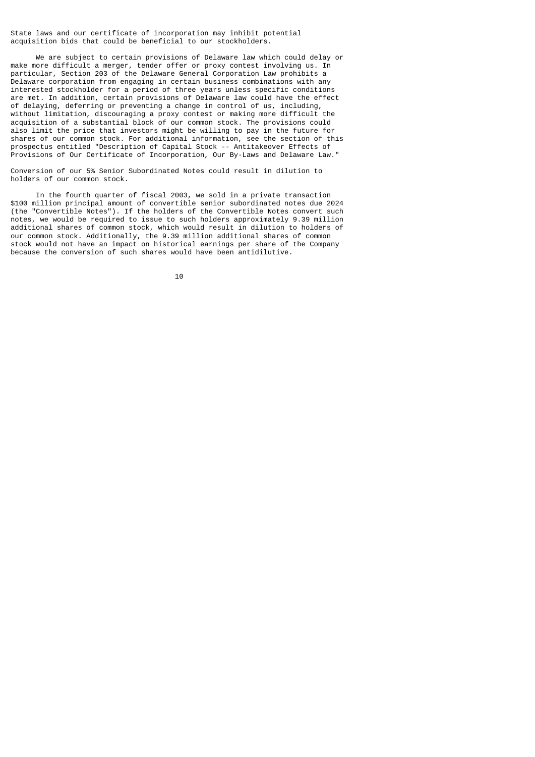State laws and our certificate of incorporation may inhibit potential acquisition bids that could be beneficial to our stockholders.

We are subject to certain provisions of Delaware law which could delay or make more difficult a merger, tender offer or proxy contest involving us. In particular, Section 203 of the Delaware General Corporation Law prohibits a Delaware corporation from engaging in certain business combinations with any interested stockholder for a period of three years unless specific conditions are met. In addition, certain provisions of Delaware law could have the effect of delaying, deferring or preventing a change in control of us, including, without limitation, discouraging a proxy contest or making more difficult the acquisition of a substantial block of our common stock. The provisions could also limit the price that investors might be willing to pay in the future for shares of our common stock. For additional information, see the section of this prospectus entitled "Description of Capital Stock -- Antitakeover Effects of Provisions of Our Certificate of Incorporation, Our By-Laws and Delaware Law."

Conversion of our 5% Senior Subordinated Notes could result in dilution to holders of our common stock.

In the fourth quarter of fiscal 2003, we sold in a private transaction $100 million principal amount of convertible senior subordinated notes due 2024 (the "Convertible Notes"). If the holders of the Convertible Notes convert such notes, we would be required to issue to such holders approximately 9.39 million additional shares of common stock, which would result in dilution to holders of our common stock. Additionally, the 9.39 million additional shares of common stock would not have an impact on historical earnings per share of the Company because the conversion of such shares would have been antidilutive.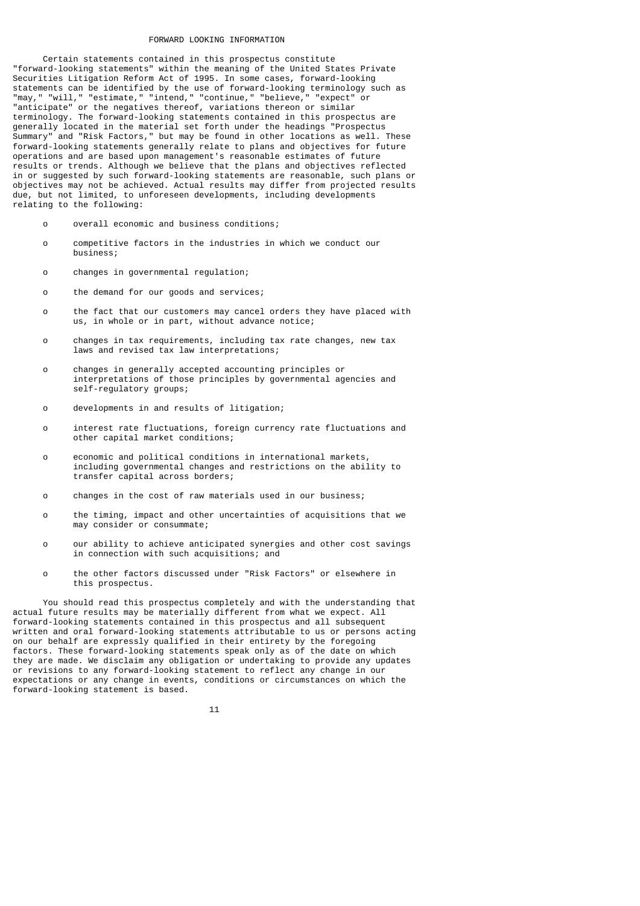## FORWARD LOOKING INFORMATION

Certain statements contained in this prospectus constitute "forward-looking statements" within the meaning of the United States Private Securities Litigation Reform Act of 1995. In some cases, forward-looking statements can be identified by the use of forward-looking terminology such as "may," "will," "estimate," "intend," "continue," "believe," "expect" or "anticipate" or the negatives thereof, variations thereon or similar terminology. The forward-looking statements contained in this prospectus are generally located in the material set forth under the headings "Prospectus Summary" and "Risk Factors," but may be found in other locations as well. These forward-looking statements generally relate to plans and objectives for future operations and are based upon management's reasonable estimates of future results or trends. Although we believe that the plans and objectives reflected in or suggested by such forward-looking statements are reasonable, such plans or objectives may not be achieved. Actual results may differ from projected results due, but not limited, to unforeseen developments, including developments relating to the following:

- overall economic and business conditions;
- competitive factors in the industries in which we conduct our business;
- changes in governmental regulation;
- the demand for our goods and services;
- the fact that our customers may cancel orders they have placed with us, in whole or in part, without advance notice;
- changes in tax requirements, including tax rate changes, new tax laws and revised tax law interpretations;
- changes in generally accepted accounting principles or interpretations of those principles by governmental agencies and self-regulatory groups;
- developments in and results of litigation;
- interest rate fluctuations, foreign currency rate fluctuations and other capital market conditions;
- economic and political conditions in international markets, including governmental changes and restrictions on the ability to transfer capital across borders;
- changes in the cost of raw materials used in our business;
- the timing, impact and other uncertainties of acquisitions that we may consider or consummate;
- our ability to achieve anticipated synergies and other cost savings in connection with such acquisitions; and
- the other factors discussed under "Risk Factors" or elsewhere in this prospectus.

You should read this prospectus completely and with the understanding that actual future results may be materially different from what we expect. All forward-looking statements contained in this prospectus and all subsequent written and oral forward-looking statements attributable to us or persons acting on our behalf are expressly qualified in their entirety by the foregoing factors. These forward-looking statements speak only as of the date on which they are made. We disclaim any obligation or undertaking to provide any updates or revisions to any forward-looking statement to reflect any change in our expectations or any change in events, conditions or circumstances on which the forward-looking statement is based.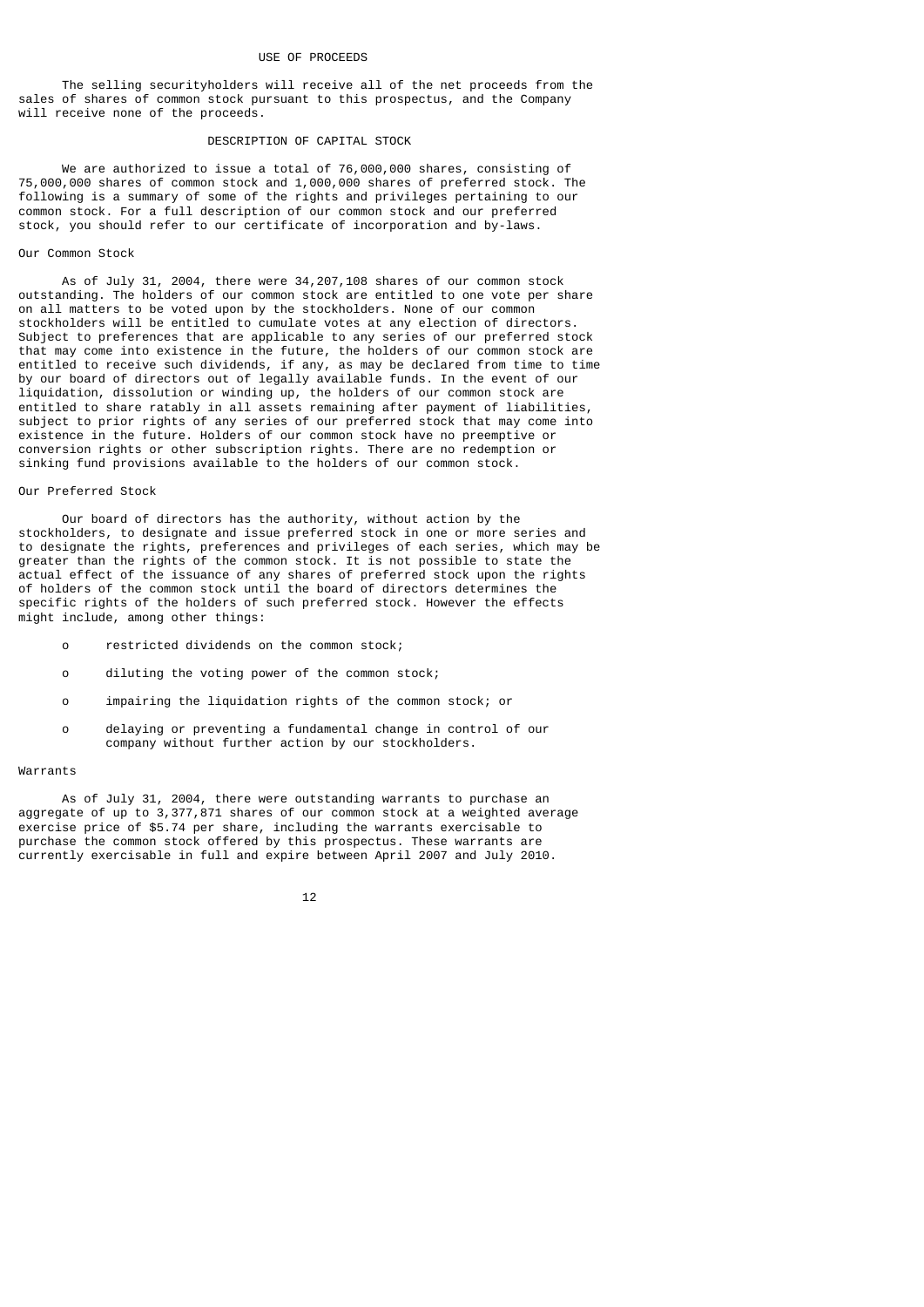## USE OF PROCEEDS

The selling securityholders will receive all of the net proceeds from the sales of shares of common stock pursuant to this prospectus, and the Company will receive none of the proceeds.

## DESCRIPTION OF CAPITAL STOCK

We are authorized to issue a total of 76,000,000 shares, consisting of 75,000,000 shares of common stock and 1,000,000 shares of preferred stock. The following is a summary of some of the rights and privileges pertaining to our common stock. For a full description of our common stock and our preferred stock, you should refer to our certificate of incorporation and by-laws.

### Our Common Stock

As of July 31, 2004, there were 34,207,108 shares of our common stock outstanding. The holders of our common stock are entitled to one vote per share on all matters to be voted upon by the stockholders. None of our common stockholders will be entitled to cumulate votes at any election of directors. Subject to preferences that are applicable to any series of our preferred stock that may come into existence in the future, the holders of our common stock are entitled to receive such dividends, if any, as may be declared from time to time by our board of directors out of legally available funds. In the event of our liquidation, dissolution or winding up, the holders of our common stock are entitled to share ratably in all assets remaining after payment of liabilities, subject to prior rights of any series of our preferred stock that may come into existence in the future. Holders of our common stock have no preemptive or conversion rights or other subscription rights. There are no redemption or sinking fund provisions available to the holders of our common stock.

### Our Preferred Stock

Our board of directors has the authority, without action by the stockholders, to designate and issue preferred stock in one or more series and to designate the rights, preferences and privileges of each series, which may be greater than the rights of the common stock. It is not possible to state the actual effect of the issuance of any shares of preferred stock upon the rights of holders of the common stock until the board of directors determines the specific rights of the holders of such preferred stock. However the effects might include, among other things:

- restricted dividends on the common stock;
- diluting the voting power of the common stock;
- impairing the liquidation rights of the common stock; or
- delaying or preventing a fundamental change in control of our company without further action by our stockholders.

### Warrants

As of July 31, 2004, there were outstanding warrants to purchase an aggregate of up to 3,377,871 shares of our common stock at a weighted average exercise price of $5.74 per share, including the warrants exercisable to purchase the common stock offered by this prospectus. These warrants are currently exercisable in full and expire between April 2007 and July 2010.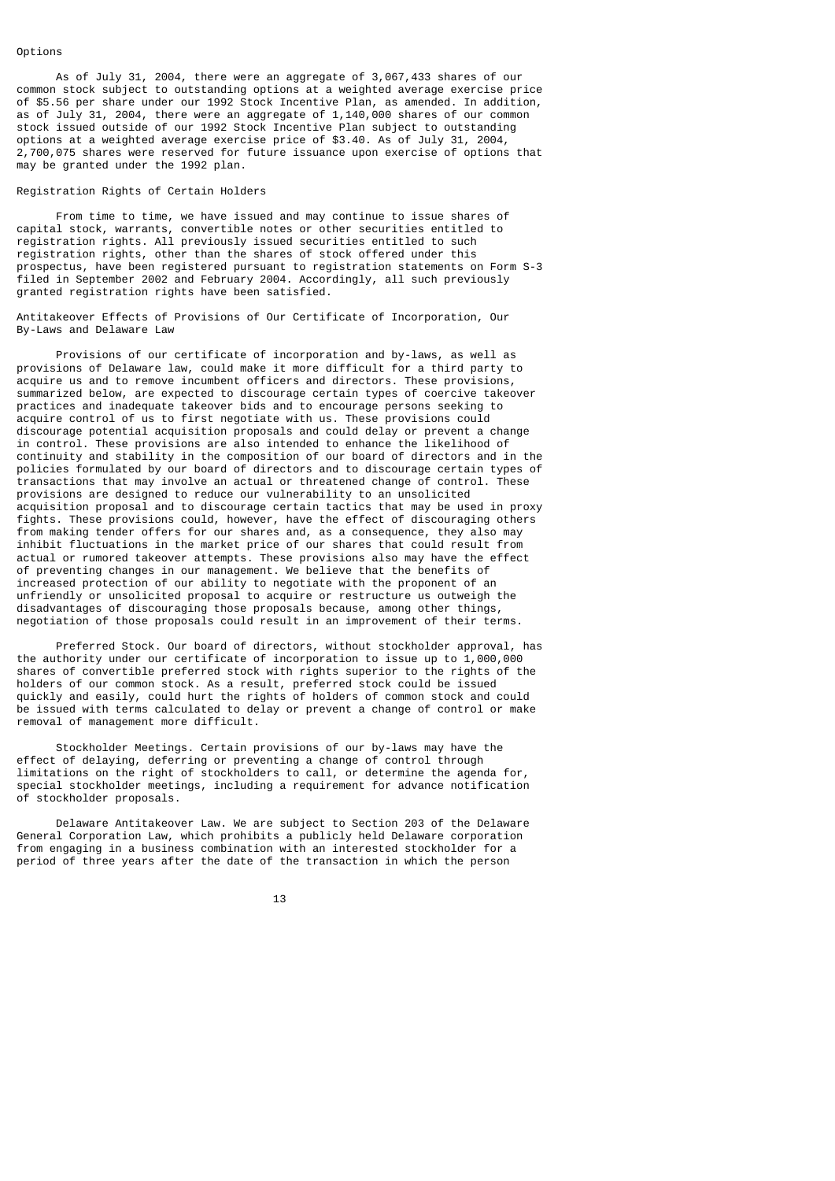### Options

As of July 31, 2004, there were an aggregate of 3,067,433 shares of our common stock subject to outstanding options at a weighted average exercise price of $5.56 per share under our 1992 Stock Incentive Plan, as amended. In addition, as of July 31, 2004, there were an aggregate of 1,140,000 shares of our common stock issued outside of our 1992 Stock Incentive Plan subject to outstanding options at a weighted average exercise price of $3.40. As of July 31, 2004, 2,700,075 shares were reserved for future issuance upon exercise of options that may be granted under the 1992 plan.

### Registration Rights of Certain Holders

From time to time, we have issued and may continue to issue shares of capital stock, warrants, convertible notes or other securities entitled to registration rights. All previously issued securities entitled to such registration rights, other than the shares of stock offered under this prospectus, have been registered pursuant to registration statements on Form S-3 filed in September 2002 and February 2004. Accordingly, all such previously granted registration rights have been satisfied.

### Antitakeover Effects of Provisions of Our Certificate of Incorporation, Our By-Laws and Delaware Law

Provisions of our certificate of incorporation and by-laws, as well as provisions of Delaware law, could make it more difficult for a third party to acquire us and to remove incumbent officers and directors. These provisions, summarized below, are expected to discourage certain types of coercive takeover practices and inadequate takeover bids and to encourage persons seeking to acquire control of us to first negotiate with us. These provisions could discourage potential acquisition proposals and could delay or prevent a change in control. These provisions are also intended to enhance the likelihood of continuity and stability in the composition of our board of directors and in the policies formulated by our board of directors and to discourage certain types of transactions that may involve an actual or threatened change of control. These provisions are designed to reduce our vulnerability to an unsolicited acquisition proposal and to discourage certain tactics that may be used in proxy fights. These provisions could, however, have the effect of discouraging others from making tender offers for our shares and, as a consequence, they also may inhibit fluctuations in the market price of our shares that could result from actual or rumored takeover attempts. These provisions also may have the effect of preventing changes in our management. We believe that the benefits of increased protection of our ability to negotiate with the proponent of an unfriendly or unsolicited proposal to acquire or restructure us outweigh the disadvantages of discouraging those proposals because, among other things, negotiation of those proposals could result in an improvement of their terms.

Preferred Stock. Our board of directors, without stockholder approval, has the authority under our certificate of incorporation to issue up to 1,000,000 shares of convertible preferred stock with rights superior to the rights of the holders of our common stock. As a result, preferred stock could be issued quickly and easily, could hurt the rights of holders of common stock and could be issued with terms calculated to delay or prevent a change of control or make removal of management more difficult.

Stockholder Meetings. Certain provisions of our by-laws may have the effect of delaying, deferring or preventing a change of control through limitations on the right of stockholders to call, or determine the agenda for, special stockholder meetings, including a requirement for advance notification of stockholder proposals.

Delaware Antitakeover Law. We are subject to Section 203 of the Delaware General Corporation Law, which prohibits a publicly held Delaware corporation from engaging in a business combination with an interested stockholder for a period of three years after the date of the transaction in which the person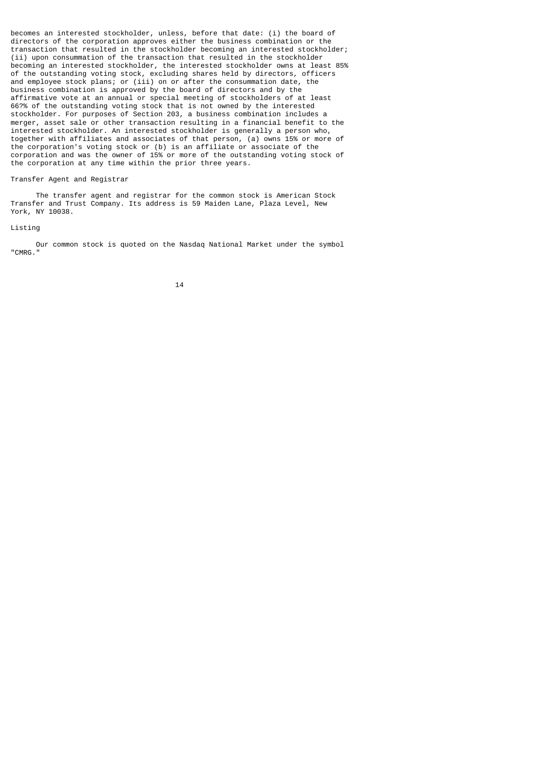becomes an interested stockholder, unless, before that date: (i) the board of directors of the corporation approves either the business combination or the transaction that resulted in the stockholder becoming an interested stockholder; (ii) upon consummation of the transaction that resulted in the stockholder becoming an interested stockholder, the interested stockholder owns at least 85% of the outstanding voting stock, excluding shares held by directors, officers and employee stock plans; or (iii) on or after the consummation date, the business combination is approved by the board of directors and by the affirmative vote at an annual or special meeting of stockholders of at least 66?% of the outstanding voting stock that is not owned by the interested stockholder. For purposes of Section 203, a business combination includes a merger, asset sale or other transaction resulting in a financial benefit to the interested stockholder. An interested stockholder is generally a person who, together with affiliates and associates of that person, (a) owns 15% or more of the corporation's voting stock or (b) is an affiliate or associate of the corporation and was the owner of 15% or more of the outstanding voting stock of the corporation at any time within the prior three years.

## Transfer Agent and Registrar

The transfer agent and registrar for the common stock is American Stock Transfer and Trust Company. Its address is 59 Maiden Lane, Plaza Level, New York, NY 10038.

## Listing

Our common stock is quoted on the Nasdaq National Market under the symbol "CMRG."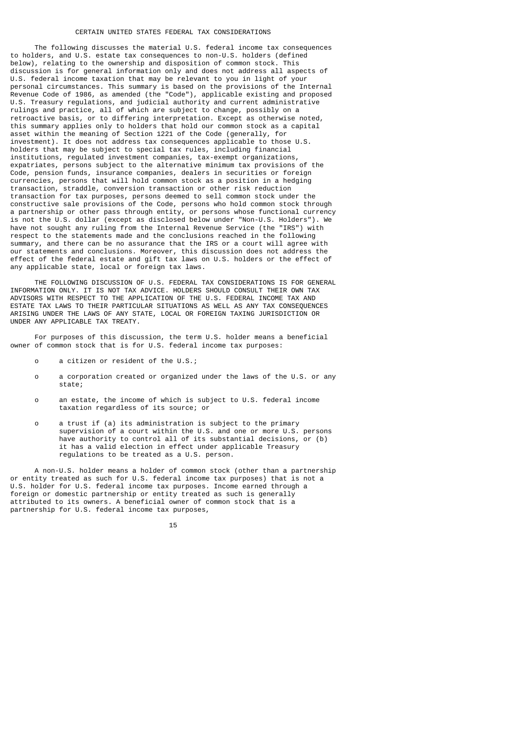## CERTAIN UNITED STATES FEDERAL TAX CONSIDERATIONS

The following discusses the material U.S. federal income tax consequences to holders, and U.S. estate tax consequences to non-U.S. holders (defined below), relating to the ownership and disposition of common stock. This discussion is for general information only and does not address all aspects of U.S. federal income taxation that may be relevant to you in light of your personal circumstances. This summary is based on the provisions of the Internal Revenue Code of 1986, as amended (the "Code"), applicable existing and proposed U.S. Treasury regulations, and judicial authority and current administrative rulings and practice, all of which are subject to change, possibly on a retroactive basis, or to differing interpretation. Except as otherwise noted, this summary applies only to holders that hold our common stock as a capital asset within the meaning of Section 1221 of the Code (generally, for investment). It does not address tax consequences applicable to those U.S. holders that may be subject to special tax rules, including financial institutions, regulated investment companies, tax-exempt organizations, expatriates, persons subject to the alternative minimum tax provisions of the Code, pension funds, insurance companies, dealers in securities or foreign currencies, persons that will hold common stock as a position in a hedging transaction, straddle, conversion transaction or other risk reduction transaction for tax purposes, persons deemed to sell common stock under the constructive sale provisions of the Code, persons who hold common stock through a partnership or other pass through entity, or persons whose functional currency is not the U.S. dollar (except as disclosed below under "Non-U.S. Holders"). We have not sought any ruling from the Internal Revenue Service (the "IRS") with respect to the statements made and the conclusions reached in the following summary, and there can be no assurance that the IRS or a court will agree with our statements and conclusions. Moreover, this discussion does not address the effect of the federal estate and gift tax laws on U.S. holders or the effect of any applicable state, local or foreign tax laws.

THE FOLLOWING DISCUSSION OF U.S. FEDERAL TAX CONSIDERATIONS IS FOR GENERAL INFORMATION ONLY. IT IS NOT TAX ADVICE. HOLDERS SHOULD CONSULT THEIR OWN TAX ADVISORS WITH RESPECT TO THE APPLICATION OF THE U.S. FEDERAL INCOME TAX AND ESTATE TAX LAWS TO THEIR PARTICULAR SITUATIONS AS WELL AS ANY TAX CONSEQUENCES ARISING UNDER THE LAWS OF ANY STATE, LOCAL OR FOREIGN TAXING JURISDICTION OR UNDER ANY APPLICABLE TAX TREATY.

For purposes of this discussion, the term U.S. holder means a beneficial owner of common stock that is for U.S. federal income tax purposes:

- a citizen or resident of the U.S.;
- a corporation created or organized under the laws of the U.S. or any state;
- an estate, the income of which is subject to U.S. federal income taxation regardless of its source; or
- a trust if (a) its administration is subject to the primary supervision of a court within the U.S. and one or more U.S. persons have authority to control all of its substantial decisions, or (b) it has a valid election in effect under applicable Treasury regulations to be treated as a U.S. person.

A non-U.S. holder means a holder of common stock (other than a partnership or entity treated as such for U.S. federal income tax purposes) that is not a U.S. holder for U.S. federal income tax purposes. Income earned through a foreign or domestic partnership or entity treated as such is generally attributed to its owners. A beneficial owner of common stock that is a partnership for U.S. federal income tax purposes,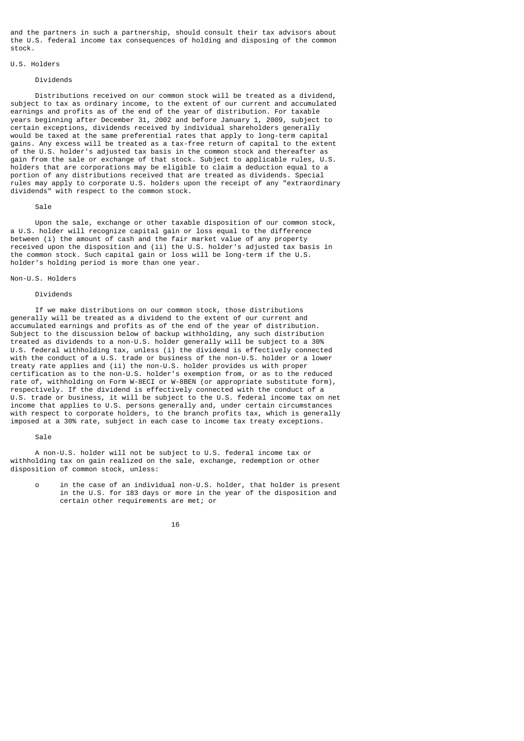and the partners in such a partnership, should consult their tax advisors about the U.S. federal income tax consequences of holding and disposing of the common stock.

### U.S. Holders

#### Dividends

Distributions received on our common stock will be treated as a dividend, subject to tax as ordinary income, to the extent of our current and accumulated earnings and profits as of the end of the year of distribution. For taxable years beginning after December 31, 2002 and before January 1, 2009, subject to certain exceptions, dividends received by individual shareholders generally would be taxed at the same preferential rates that apply to long-term capital gains. Any excess will be treated as a tax-free return of capital to the extent of the U.S. holder's adjusted tax basis in the common stock and thereafter as gain from the sale or exchange of that stock. Subject to applicable rules, U.S. holders that are corporations may be eligible to claim a deduction equal to a portion of any distributions received that are treated as dividends. Special rules may apply to corporate U.S. holders upon the receipt of any "extraordinary dividends" with respect to the common stock.

#### Sale

Upon the sale, exchange or other taxable disposition of our common stock, a U.S. holder will recognize capital gain or loss equal to the difference between (i) the amount of cash and the fair market value of any property received upon the disposition and (ii) the U.S. holder's adjusted tax basis in the common stock. Such capital gain or loss will be long-term if the U.S. holder's holding period is more than one year.

### Non-U.S. Holders

#### Dividends

If we make distributions on our common stock, those distributions generally will be treated as a dividend to the extent of our current and accumulated earnings and profits as of the end of the year of distribution. Subject to the discussion below of backup withholding, any such distribution treated as dividends to a non-U.S. holder generally will be subject to a 30% U.S. federal withholding tax, unless (i) the dividend is effectively connected with the conduct of a U.S. trade or business of the non-U.S. holder or a lower treaty rate applies and (ii) the non-U.S. holder provides us with proper certification as to the non-U.S. holder's exemption from, or as to the reduced rate of, withholding on Form W-8ECI or W-8BEN (or appropriate substitute form), respectively. If the dividend is effectively connected with the conduct of a U.S. trade or business, it will be subject to the U.S. federal income tax on net income that applies to U.S. persons generally and, under certain circumstances with respect to corporate holders, to the branch profits tax, which is generally imposed at a 30% rate, subject in each case to income tax treaty exceptions.

#### Sale

A non-U.S. holder will not be subject to U.S. federal income tax or withholding tax on gain realized on the sale, exchange, redemption or other disposition of common stock, unless:

- in the case of an individual non-U.S. holder, that holder is present in the U.S. for 183 days or more in the year of the disposition and certain other requirements are met; or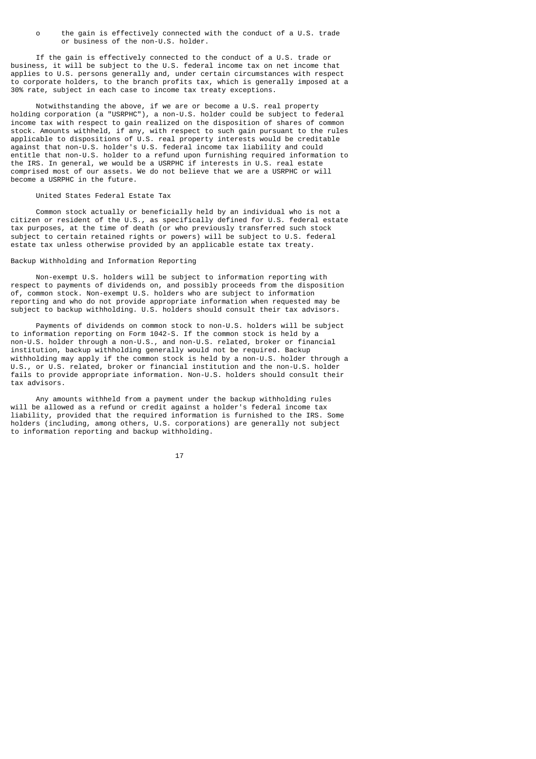- the gain is effectively connected with the conduct of a U.S. trade or business of the non-U.S. holder.

If the gain is effectively connected to the conduct of a U.S. trade or business, it will be subject to the U.S. federal income tax on net income that applies to U.S. persons generally and, under certain circumstances with respect to corporate holders, to the branch profits tax, which is generally imposed at a 30% rate, subject in each case to income tax treaty exceptions.

Notwithstanding the above, if we are or become a U.S. real property holding corporation (a "USRPHC"), a non-U.S. holder could be subject to federal income tax with respect to gain realized on the disposition of shares of common stock. Amounts withheld, if any, with respect to such gain pursuant to the rules applicable to dispositions of U.S. real property interests would be creditable against that non-U.S. holder's U.S. federal income tax liability and could entitle that non-U.S. holder to a refund upon furnishing required information to the IRS. In general, we would be a USRPHC if interests in U.S. real estate comprised most of our assets. We do not believe that we are a USRPHC or will become a USRPHC in the future.

### United States Federal Estate Tax

Common stock actually or beneficially held by an individual who is not a citizen or resident of the U.S., as specifically defined for U.S. federal estate tax purposes, at the time of death (or who previously transferred such stock subject to certain retained rights or powers) will be subject to U.S. federal estate tax unless otherwise provided by an applicable estate tax treaty.

## Backup Withholding and Information Reporting

Non-exempt U.S. holders will be subject to information reporting with respect to payments of dividends on, and possibly proceeds from the disposition of, common stock. Non-exempt U.S. holders who are subject to information reporting and who do not provide appropriate information when requested may be subject to backup withholding. U.S. holders should consult their tax advisors.

Payments of dividends on common stock to non-U.S. holders will be subject to information reporting on Form 1042-S. If the common stock is held by a non-U.S. holder through a non-U.S., and non-U.S. related, broker or financial institution, backup withholding generally would not be required. Backup withholding may apply if the common stock is held by a non-U.S. holder through a U.S., or U.S. related, broker or financial institution and the non-U.S. holder fails to provide appropriate information. Non-U.S. holders should consult their tax advisors.

Any amounts withheld from a payment under the backup withholding rules will be allowed as a refund or credit against a holder's federal income tax liability, provided that the required information is furnished to the IRS. Some holders (including, among others, U.S. corporations) are generally not subject to information reporting and backup withholding.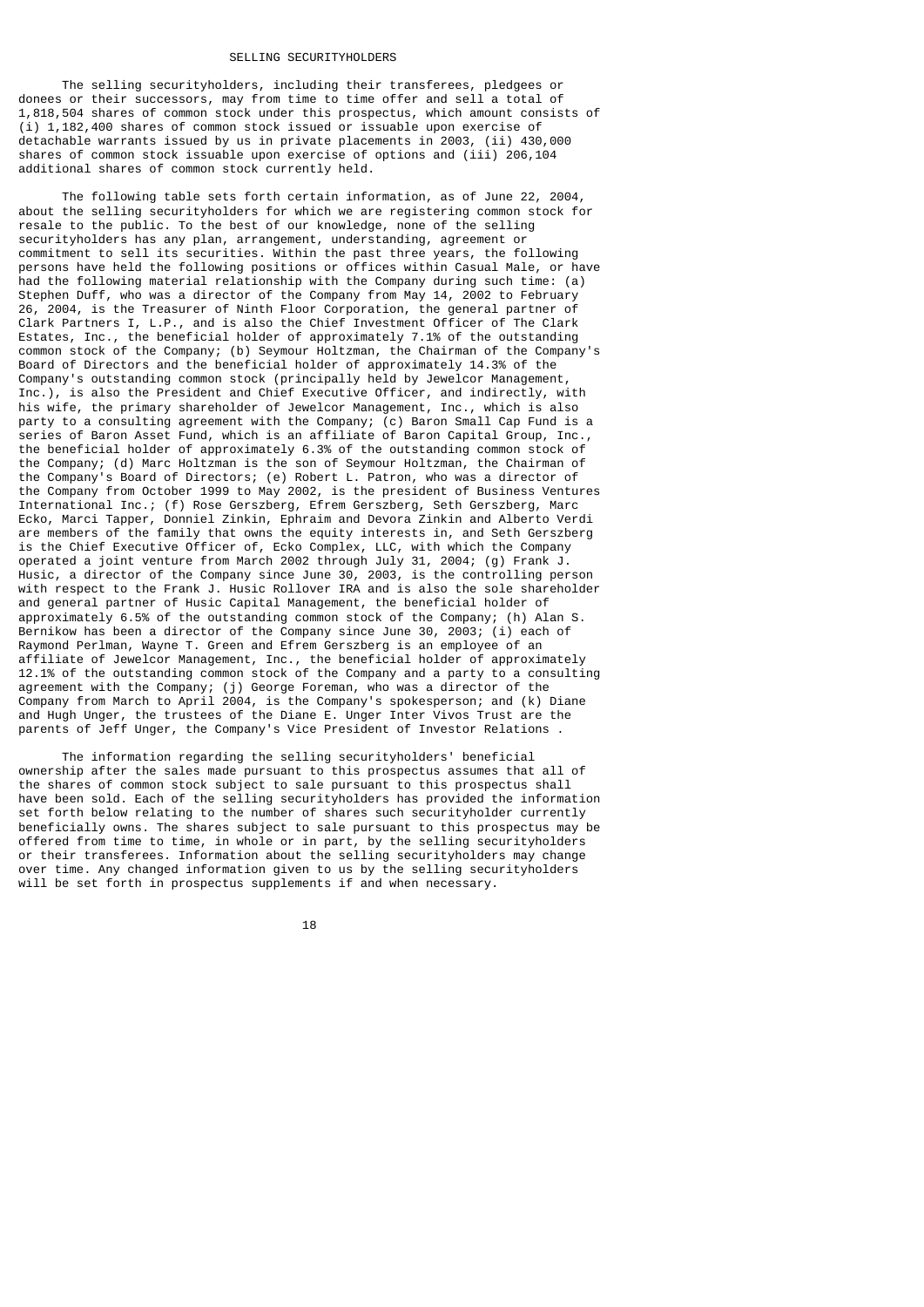## SELLING SECURITYHOLDERS

The selling securityholders, including their transferees, pledgees or donees or their successors, may from time to time offer and sell a total of 1,818,504 shares of common stock under this prospectus, which amount consists of (i) 1,182,400 shares of common stock issued or issuable upon exercise of detachable warrants issued by us in private placements in 2003, (ii) 430,000 shares of common stock issuable upon exercise of options and (iii) 206,104 additional shares of common stock currently held.

The following table sets forth certain information, as of June 22, 2004, about the selling securityholders for which we are registering common stock for resale to the public. To the best of our knowledge, none of the selling securityholders has any plan, arrangement, understanding, agreement or commitment to sell its securities. Within the past three years, the following persons have held the following positions or offices within Casual Male, or have had the following material relationship with the Company during such time: (a) Stephen Duff, who was a director of the Company from May 14, 2002 to February 26, 2004, is the Treasurer of Ninth Floor Corporation, the general partner of Clark Partners I, L.P., and is also the Chief Investment Officer of The Clark Estates, Inc., the beneficial holder of approximately 7.1% of the outstanding common stock of the Company; (b) Seymour Holtzman, the Chairman of the Company's Board of Directors and the beneficial holder of approximately 14.3% of the Company's outstanding common stock (principally held by Jewelcor Management, Inc.), is also the President and Chief Executive Officer, and indirectly, with his wife, the primary shareholder of Jewelcor Management, Inc., which is also party to a consulting agreement with the Company; (c) Baron Small Cap Fund is a series of Baron Asset Fund, which is an affiliate of Baron Capital Group, Inc., the beneficial holder of approximately 6.3% of the outstanding common stock of the Company; (d) Marc Holtzman is the son of Seymour Holtzman, the Chairman of the Company's Board of Directors; (e) Robert L. Patron, who was a director of the Company from October 1999 to May 2002, is the president of Business Ventures International Inc.; (f) Rose Gerszberg, Efrem Gerszberg, Seth Gerszberg, Marc Ecko, Marci Tapper, Donniel Zinkin, Ephraim and Devora Zinkin and Alberto Verdi are members of the family that owns the equity interests in, and Seth Gerszberg is the Chief Executive Officer of, Ecko Complex, LLC, with which the Company operated a joint venture from March 2002 through July 31, 2004; (g) Frank J. Husic, a director of the Company since June 30, 2003, is the controlling person with respect to the Frank J. Husic Rollover IRA and is also the sole shareholder and general partner of Husic Capital Management, the beneficial holder of approximately 6.5% of the outstanding common stock of the Company; (h) Alan S. Bernikow has been a director of the Company since June 30, 2003; (i) each of Raymond Perlman, Wayne T. Green and Efrem Gerszberg is an employee of an affiliate of Jewelcor Management, Inc., the beneficial holder of approximately 12.1% of the outstanding common stock of the Company and a party to a consulting agreement with the Company; (j) George Foreman, who was a director of the Company from March to April 2004, is the Company's spokesperson; and (k) Diane and Hugh Unger, the trustees of the Diane E. Unger Inter Vivos Trust are the parents of Jeff Unger, the Company's Vice President of Investor Relations .

The information regarding the selling securityholders' beneficial ownership after the sales made pursuant to this prospectus assumes that all of the shares of common stock subject to sale pursuant to this prospectus shall have been sold. Each of the selling securityholders has provided the information set forth below relating to the number of shares such securityholder currently beneficially owns. The shares subject to sale pursuant to this prospectus may be offered from time to time, in whole or in part, by the selling securityholders or their transferees. Information about the selling securityholders may change over time. Any changed information given to us by the selling securityholders will be set forth in prospectus supplements if and when necessary.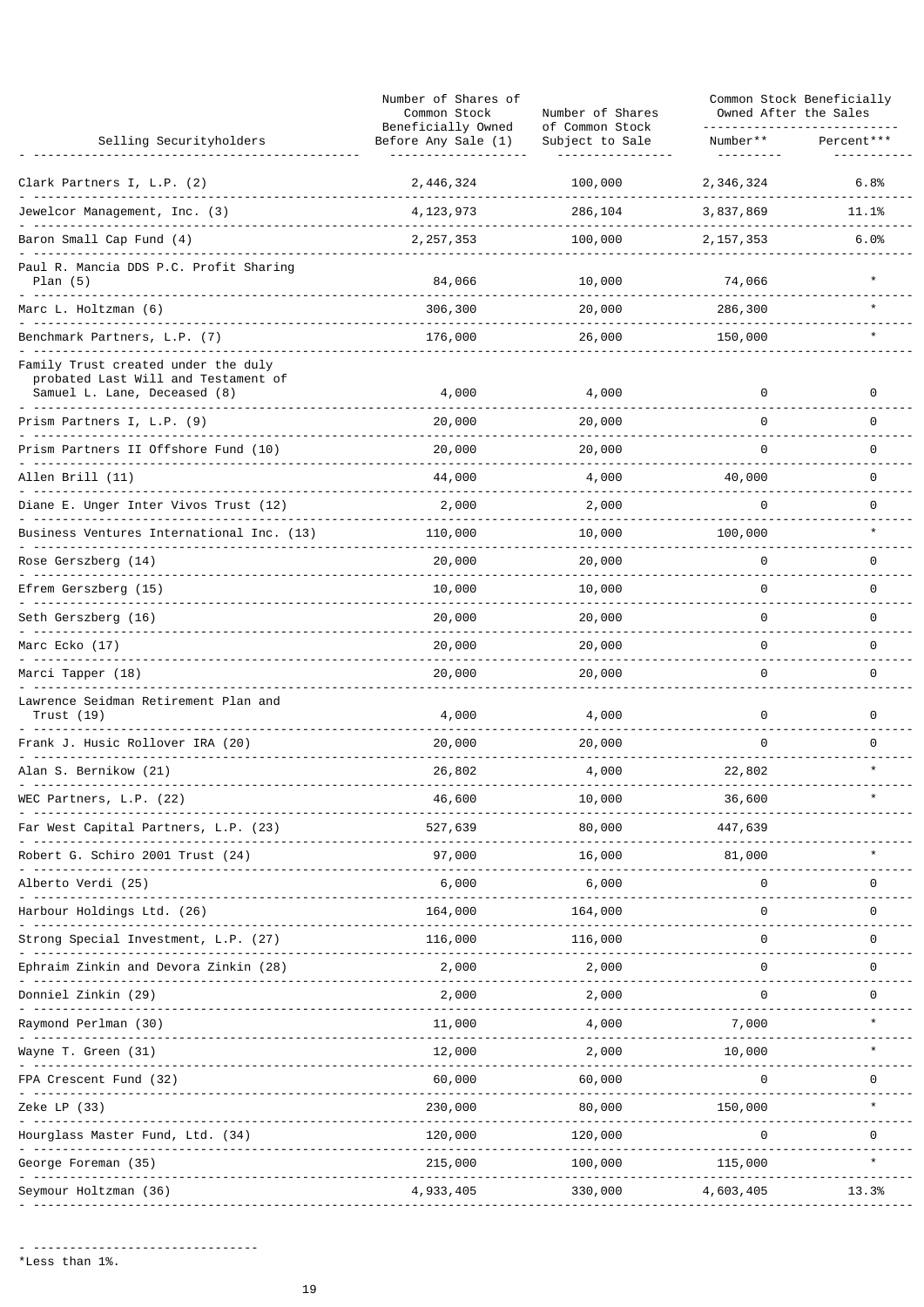| Selling Securityholders | Number of Shares of Common Stock Beneficially Owned Before Any Sale (1) | Number of Shares of Common Stock Subject to Sale | Common Stock Beneficially Owned After the Sales | |
|---|---|---|---|---|
| | | | Number** | Percent*** |
| Clark Partners I, L.P. (2) | 2,446,324 | 100,000 | 2,346,324 | 6.8% |
| Jewelcor Management, Inc. (3) | 4,123,973 | 286,104 | 3,837,869 | 11.1% |
| Baron Small Cap Fund (4) | 2,257,353 | 100,000 | 2,157,353 | 6.0% |
| Paul R. Mancia DDS P.C. Profit Sharing Plan (5) | 84,066 | 10,000 | 74,066 | * |
| Marc L. Holtzman (6) | 306,300 | 20,000 | 286,300 | * |
| Benchmark Partners, L.P. (7) | 176,000 | 26,000 | 150,000 | * |
| Family Trust created under the duly probated Last Will and Testament of Samuel L. Lane, Deceased (8) | 4,000 | 4,000 | 0 | 0 |
| Prism Partners I, L.P. (9) | 20,000 | 20,000 | 0 | 0 |
| Prism Partners II Offshore Fund (10) | 20,000 | 20,000 | 0 | 0 |
| Allen Brill (11) | 44,000 | 4,000 | 40,000 | 0 |
| Diane E. Unger Inter Vivos Trust (12) | 2,000 | 2,000 | 0 | 0 |
| Business Ventures International Inc. (13) | 110,000 | 10,000 | 100,000 | * |
| Rose Gerszberg (14) | 20,000 | 20,000 | 0 | 0 |
| Efrem Gerszberg (15) | 10,000 | 10,000 | 0 | 0 |
| Seth Gerszberg (16) | 20,000 | 20,000 | 0 | 0 |
| Marc Ecko (17) | 20,000 | 20,000 | 0 | 0 |
| Marci Tapper (18) | 20,000 | 20,000 | 0 | 0 |
| Lawrence Seidman Retirement Plan and Trust (19) | 4,000 | 4,000 | 0 | 0 |
| Frank J. Husic Rollover IRA (20) | 20,000 | 20,000 | 0 | 0 |
| Alan S. Bernikow (21) | 26,802 | 4,000 | 22,802 | * |
| WEC Partners, L.P. (22) | 46,600 | 10,000 | 36,600 | * |
| Far West Capital Partners, L.P. (23) | 527,639 | 80,000 | 447,639 | |
| Robert G. Schiro 2001 Trust (24) | 97,000 | 16,000 | 81,000 | * |
| Alberto Verdi (25) | 6,000 | 6,000 | 0 | 0 |
| Harbour Holdings Ltd. (26) | 164,000 | 164,000 | 0 | 0 |
| Strong Special Investment, L.P. (27) | 116,000 | 116,000 | 0 | 0 |
| Ephraim Zinkin and Devora Zinkin (28) | 2,000 | 2,000 | 0 | 0 |
| Donniel Zinkin (29) | 2,000 | 2,000 | 0 | 0 |
| Raymond Perlman (30) | 11,000 | 4,000 | 7,000 | * |
| Wayne T. Green (31) | 12,000 | 2,000 | 10,000 | * |
| FPA Crescent Fund (32) | 60,000 | 60,000 | 0 | 0 |
| Zeke LP (33) | 230,000 | 80,000 | 150,000 | * |
| Hourglass Master Fund, Ltd. (34) | 120,000 | 120,000 | 0 | 0 |
| George Foreman (35) | 215,000 | 100,000 | 115,000 | * |
| Seymour Holtzman (36) | 4,933,405 | 330,000 | 4,603,405 | 13.3% |

*Less than 1%.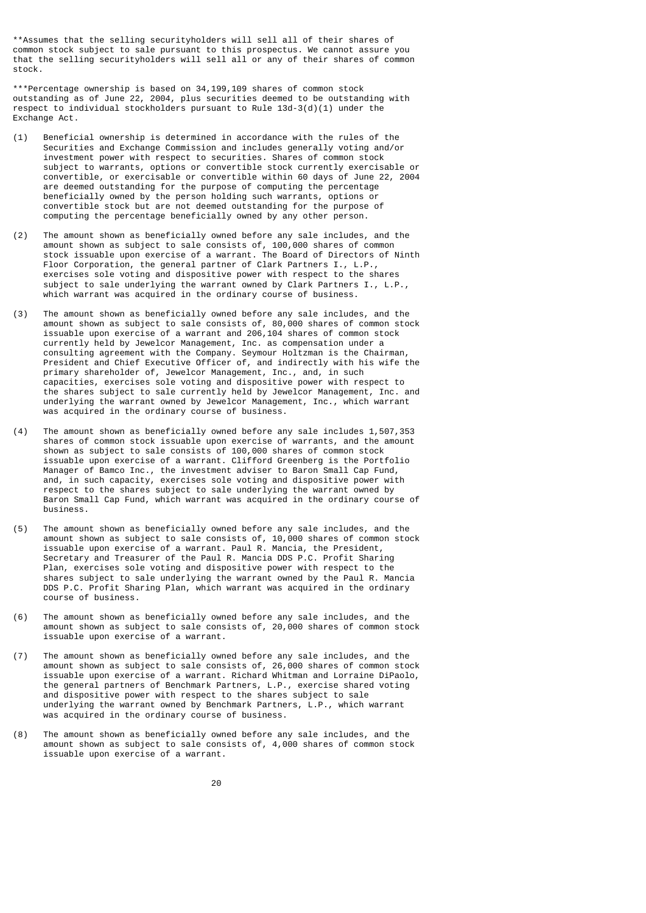**Assumes that the selling securityholders will sell all of their shares of common stock subject to sale pursuant to this prospectus. We cannot assure you that the selling securityholders will sell all or any of their shares of common stock.

***Percentage ownership is based on 34,199,109 shares of common stock outstanding as of June 22, 2004, plus securities deemed to be outstanding with respect to individual stockholders pursuant to Rule 13d-3(d)(1) under the Exchange Act.

(1) Beneficial ownership is determined in accordance with the rules of the Securities and Exchange Commission and includes generally voting and/or investment power with respect to securities. Shares of common stock subject to warrants, options or convertible stock currently exercisable or convertible, or exercisable or convertible within 60 days of June 22, 2004 are deemed outstanding for the purpose of computing the percentage beneficially owned by the person holding such warrants, options or convertible stock but are not deemed outstanding for the purpose of computing the percentage beneficially owned by any other person.

(2) The amount shown as beneficially owned before any sale includes, and the amount shown as subject to sale consists of, 100,000 shares of common stock issuable upon exercise of a warrant. The Board of Directors of Ninth Floor Corporation, the general partner of Clark Partners I., L.P., exercises sole voting and dispositive power with respect to the shares subject to sale underlying the warrant owned by Clark Partners I., L.P., which warrant was acquired in the ordinary course of business.

(3) The amount shown as beneficially owned before any sale includes, and the amount shown as subject to sale consists of, 80,000 shares of common stock issuable upon exercise of a warrant and 206,104 shares of common stock currently held by Jewelcor Management, Inc. as compensation under a consulting agreement with the Company. Seymour Holtzman is the Chairman, President and Chief Executive Officer of, and indirectly with his wife the primary shareholder of, Jewelcor Management, Inc., and, in such capacities, exercises sole voting and dispositive power with respect to the shares subject to sale currently held by Jewelcor Management, Inc. and underlying the warrant owned by Jewelcor Management, Inc., which warrant was acquired in the ordinary course of business.

(4) The amount shown as beneficially owned before any sale includes 1,507,353 shares of common stock issuable upon exercise of warrants, and the amount shown as subject to sale consists of 100,000 shares of common stock issuable upon exercise of a warrant. Clifford Greenberg is the Portfolio Manager of Bamco Inc., the investment adviser to Baron Small Cap Fund, and, in such capacity, exercises sole voting and dispositive power with respect to the shares subject to sale underlying the warrant owned by Baron Small Cap Fund, which warrant was acquired in the ordinary course of business.

(5) The amount shown as beneficially owned before any sale includes, and the amount shown as subject to sale consists of, 10,000 shares of common stock issuable upon exercise of a warrant. Paul R. Mancia, the President, Secretary and Treasurer of the Paul R. Mancia DDS P.C. Profit Sharing Plan, exercises sole voting and dispositive power with respect to the shares subject to sale underlying the warrant owned by the Paul R. Mancia DDS P.C. Profit Sharing Plan, which warrant was acquired in the ordinary course of business.

(6) The amount shown as beneficially owned before any sale includes, and the amount shown as subject to sale consists of, 20,000 shares of common stock issuable upon exercise of a warrant.

(7) The amount shown as beneficially owned before any sale includes, and the amount shown as subject to sale consists of, 26,000 shares of common stock issuable upon exercise of a warrant. Richard Whitman and Lorraine DiPaolo, the general partners of Benchmark Partners, L.P., exercise shared voting and dispositive power with respect to the shares subject to sale underlying the warrant owned by Benchmark Partners, L.P., which warrant was acquired in the ordinary course of business.

(8) The amount shown as beneficially owned before any sale includes, and the amount shown as subject to sale consists of, 4,000 shares of common stock issuable upon exercise of a warrant.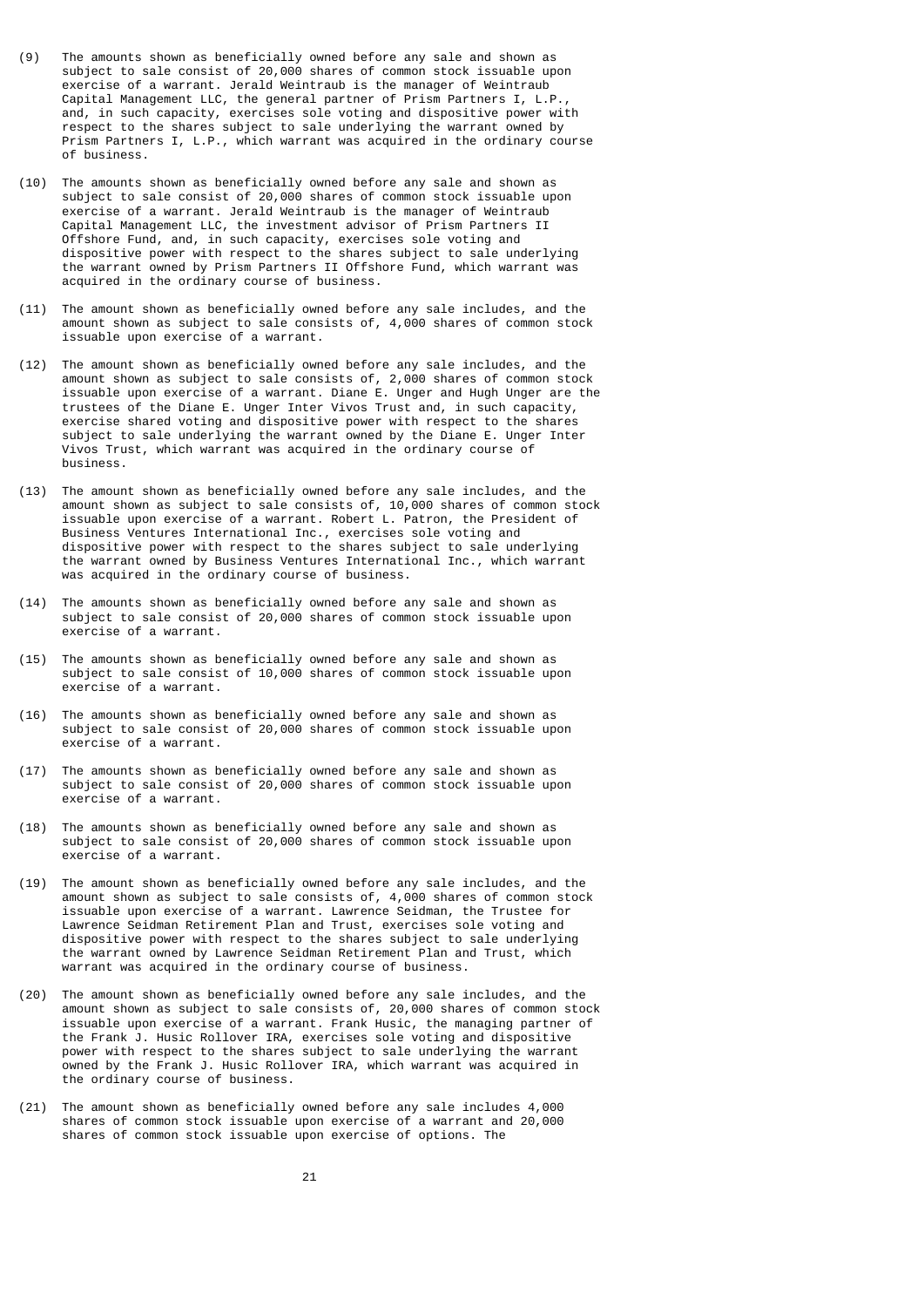(9) The amounts shown as beneficially owned before any sale and shown as subject to sale consist of 20,000 shares of common stock issuable upon exercise of a warrant. Jerald Weintraub is the manager of Weintraub Capital Management LLC, the general partner of Prism Partners I, L.P., and, in such capacity, exercises sole voting and dispositive power with respect to the shares subject to sale underlying the warrant owned by Prism Partners I, L.P., which warrant was acquired in the ordinary course of business.

(10) The amounts shown as beneficially owned before any sale and shown as subject to sale consist of 20,000 shares of common stock issuable upon exercise of a warrant. Jerald Weintraub is the manager of Weintraub Capital Management LLC, the investment advisor of Prism Partners II Offshore Fund, and, in such capacity, exercises sole voting and dispositive power with respect to the shares subject to sale underlying the warrant owned by Prism Partners II Offshore Fund, which warrant was acquired in the ordinary course of business.

(11) The amount shown as beneficially owned before any sale includes, and the amount shown as subject to sale consists of, 4,000 shares of common stock issuable upon exercise of a warrant.

(12) The amount shown as beneficially owned before any sale includes, and the amount shown as subject to sale consists of, 2,000 shares of common stock issuable upon exercise of a warrant. Diane E. Unger and Hugh Unger are the trustees of the Diane E. Unger Inter Vivos Trust and, in such capacity, exercise shared voting and dispositive power with respect to the shares subject to sale underlying the warrant owned by the Diane E. Unger Inter Vivos Trust, which warrant was acquired in the ordinary course of business.

(13) The amount shown as beneficially owned before any sale includes, and the amount shown as subject to sale consists of, 10,000 shares of common stock issuable upon exercise of a warrant. Robert L. Patron, the President of Business Ventures International Inc., exercises sole voting and dispositive power with respect to the shares subject to sale underlying the warrant owned by Business Ventures International Inc., which warrant was acquired in the ordinary course of business.

(14) The amounts shown as beneficially owned before any sale and shown as subject to sale consist of 20,000 shares of common stock issuable upon exercise of a warrant.

(15) The amounts shown as beneficially owned before any sale and shown as subject to sale consist of 10,000 shares of common stock issuable upon exercise of a warrant.

(16) The amounts shown as beneficially owned before any sale and shown as subject to sale consist of 20,000 shares of common stock issuable upon exercise of a warrant.

(17) The amounts shown as beneficially owned before any sale and shown as subject to sale consist of 20,000 shares of common stock issuable upon exercise of a warrant.

(18) The amounts shown as beneficially owned before any sale and shown as subject to sale consist of 20,000 shares of common stock issuable upon exercise of a warrant.

(19) The amount shown as beneficially owned before any sale includes, and the amount shown as subject to sale consists of, 4,000 shares of common stock issuable upon exercise of a warrant. Lawrence Seidman, the Trustee for Lawrence Seidman Retirement Plan and Trust, exercises sole voting and dispositive power with respect to the shares subject to sale underlying the warrant owned by Lawrence Seidman Retirement Plan and Trust, which warrant was acquired in the ordinary course of business.

(20) The amount shown as beneficially owned before any sale includes, and the amount shown as subject to sale consists of, 20,000 shares of common stock issuable upon exercise of a warrant. Frank Husic, the managing partner of the Frank J. Husic Rollover IRA, exercises sole voting and dispositive power with respect to the shares subject to sale underlying the warrant owned by the Frank J. Husic Rollover IRA, which warrant was acquired in the ordinary course of business.

(21) The amount shown as beneficially owned before any sale includes 4,000 shares of common stock issuable upon exercise of a warrant and 20,000 shares of common stock issuable upon exercise of options. The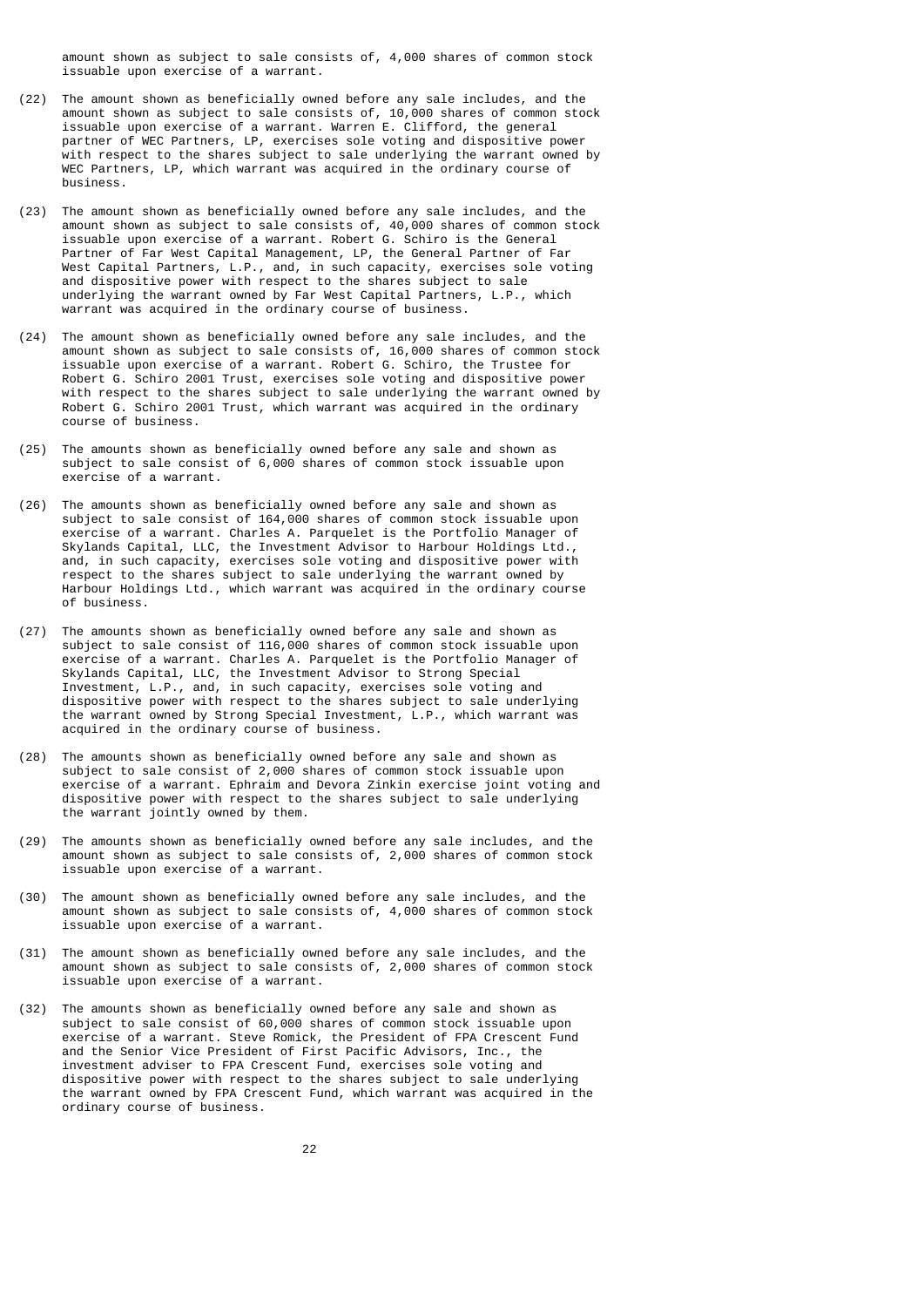amount shown as subject to sale consists of, 4,000 shares of common stock issuable upon exercise of a warrant.

(22) The amount shown as beneficially owned before any sale includes, and the amount shown as subject to sale consists of, 10,000 shares of common stock issuable upon exercise of a warrant. Warren E. Clifford, the general partner of WEC Partners, LP, exercises sole voting and dispositive power with respect to the shares subject to sale underlying the warrant owned by WEC Partners, LP, which warrant was acquired in the ordinary course of business.

(23) The amount shown as beneficially owned before any sale includes, and the amount shown as subject to sale consists of, 40,000 shares of common stock issuable upon exercise of a warrant. Robert G. Schiro is the General Partner of Far West Capital Management, LP, the General Partner of Far West Capital Partners, L.P., and, in such capacity, exercises sole voting and dispositive power with respect to the shares subject to sale underlying the warrant owned by Far West Capital Partners, L.P., which warrant was acquired in the ordinary course of business.

(24) The amount shown as beneficially owned before any sale includes, and the amount shown as subject to sale consists of, 16,000 shares of common stock issuable upon exercise of a warrant. Robert G. Schiro, the Trustee for Robert G. Schiro 2001 Trust, exercises sole voting and dispositive power with respect to the shares subject to sale underlying the warrant owned by Robert G. Schiro 2001 Trust, which warrant was acquired in the ordinary course of business.

(25) The amounts shown as beneficially owned before any sale and shown as subject to sale consist of 6,000 shares of common stock issuable upon exercise of a warrant.

(26) The amounts shown as beneficially owned before any sale and shown as subject to sale consist of 164,000 shares of common stock issuable upon exercise of a warrant. Charles A. Parquelet is the Portfolio Manager of Skylands Capital, LLC, the Investment Advisor to Harbour Holdings Ltd., and, in such capacity, exercises sole voting and dispositive power with respect to the shares subject to sale underlying the warrant owned by Harbour Holdings Ltd., which warrant was acquired in the ordinary course of business.

(27) The amounts shown as beneficially owned before any sale and shown as subject to sale consist of 116,000 shares of common stock issuable upon exercise of a warrant. Charles A. Parquelet is the Portfolio Manager of Skylands Capital, LLC, the Investment Advisor to Strong Special Investment, L.P., and, in such capacity, exercises sole voting and dispositive power with respect to the shares subject to sale underlying the warrant owned by Strong Special Investment, L.P., which warrant was acquired in the ordinary course of business.

(28) The amounts shown as beneficially owned before any sale and shown as subject to sale consist of 2,000 shares of common stock issuable upon exercise of a warrant. Ephraim and Devora Zinkin exercise joint voting and dispositive power with respect to the shares subject to sale underlying the warrant jointly owned by them.

(29) The amounts shown as beneficially owned before any sale includes, and the amount shown as subject to sale consists of, 2,000 shares of common stock issuable upon exercise of a warrant.

(30) The amount shown as beneficially owned before any sale includes, and the amount shown as subject to sale consists of, 4,000 shares of common stock issuable upon exercise of a warrant.

(31) The amount shown as beneficially owned before any sale includes, and the amount shown as subject to sale consists of, 2,000 shares of common stock issuable upon exercise of a warrant.

(32) The amounts shown as beneficially owned before any sale and shown as subject to sale consist of 60,000 shares of common stock issuable upon exercise of a warrant. Steve Romick, the President of FPA Crescent Fund and the Senior Vice President of First Pacific Advisors, Inc., the investment adviser to FPA Crescent Fund, exercises sole voting and dispositive power with respect to the shares subject to sale underlying the warrant owned by FPA Crescent Fund, which warrant was acquired in the ordinary course of business.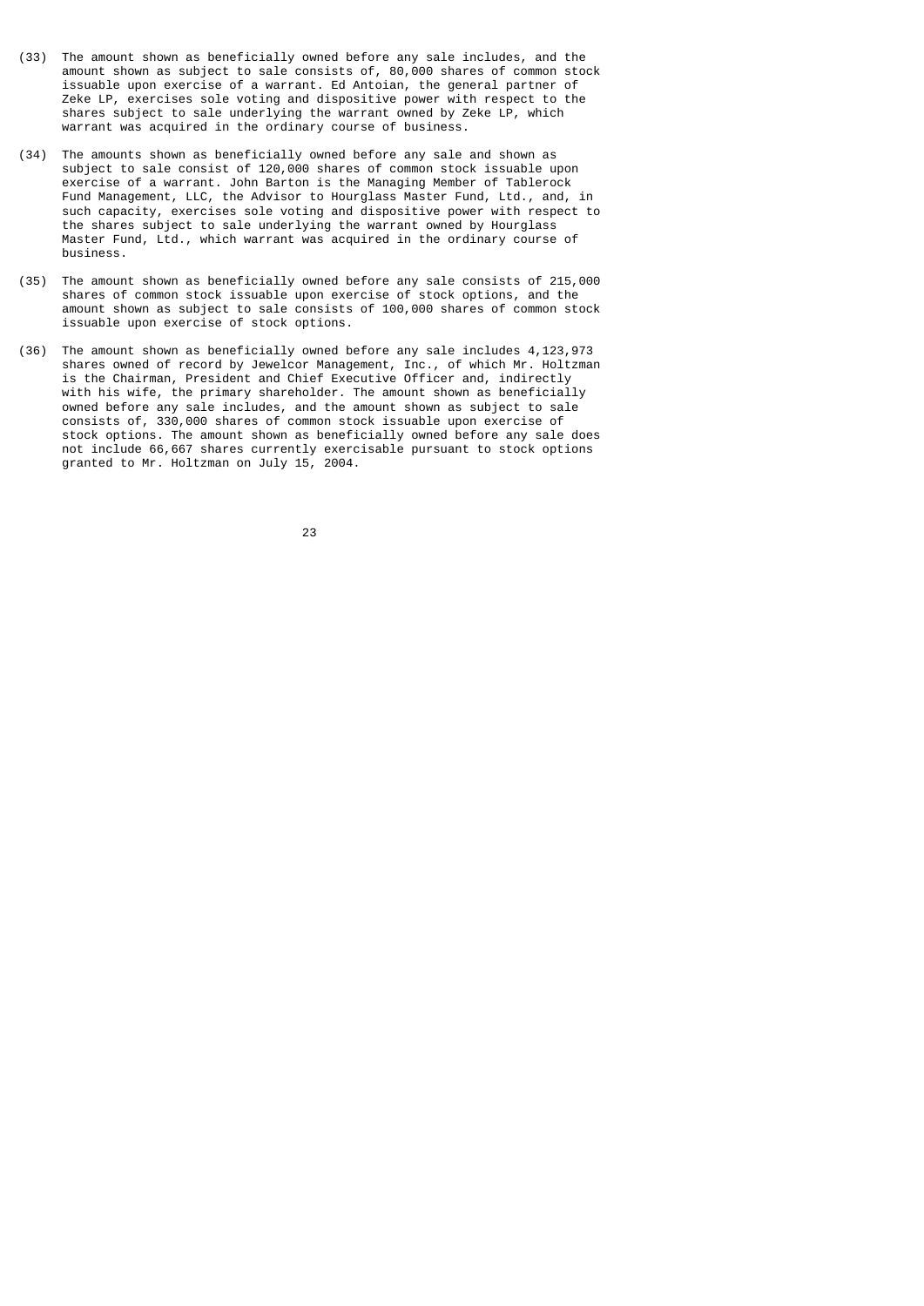(33) The amount shown as beneficially owned before any sale includes, and the amount shown as subject to sale consists of, 80,000 shares of common stock issuable upon exercise of a warrant. Ed Antoian, the general partner of Zeke LP, exercises sole voting and dispositive power with respect to the shares subject to sale underlying the warrant owned by Zeke LP, which warrant was acquired in the ordinary course of business.

(34) The amounts shown as beneficially owned before any sale and shown as subject to sale consist of 120,000 shares of common stock issuable upon exercise of a warrant. John Barton is the Managing Member of Tablerock Fund Management, LLC, the Advisor to Hourglass Master Fund, Ltd., and, in such capacity, exercises sole voting and dispositive power with respect to the shares subject to sale underlying the warrant owned by Hourglass Master Fund, Ltd., which warrant was acquired in the ordinary course of business.

(35) The amount shown as beneficially owned before any sale consists of 215,000 shares of common stock issuable upon exercise of stock options, and the amount shown as subject to sale consists of 100,000 shares of common stock issuable upon exercise of stock options.

(36) The amount shown as beneficially owned before any sale includes 4,123,973 shares owned of record by Jewelcor Management, Inc., of which Mr. Holtzman is the Chairman, President and Chief Executive Officer and, indirectly with his wife, the primary shareholder. The amount shown as beneficially owned before any sale includes, and the amount shown as subject to sale consists of, 330,000 shares of common stock issuable upon exercise of stock options. The amount shown as beneficially owned before any sale does not include 66,667 shares currently exercisable pursuant to stock options granted to Mr. Holtzman on July 15, 2004.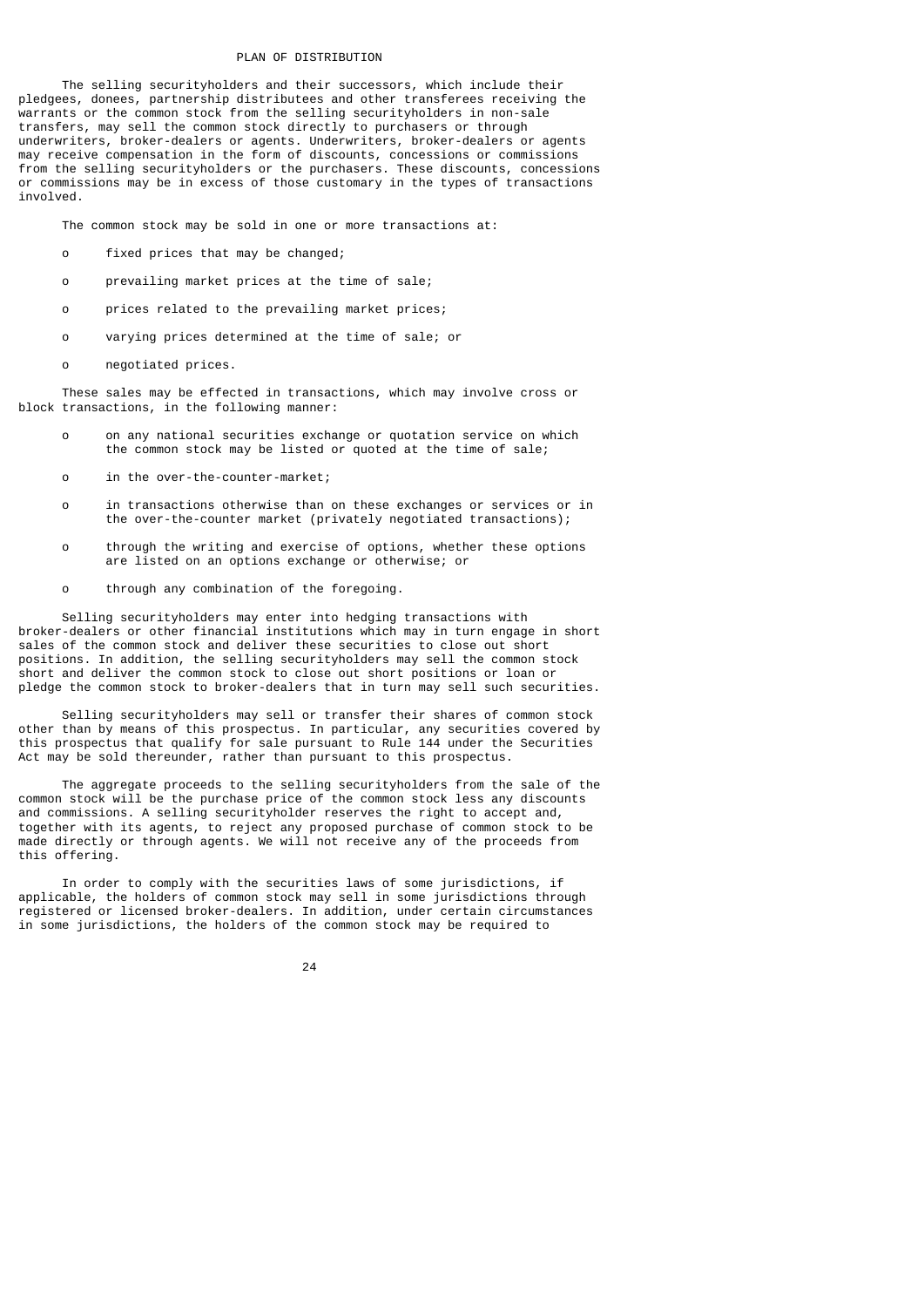## PLAN OF DISTRIBUTION

The selling securityholders and their successors, which include their pledgees, donees, partnership distributees and other transferees receiving the warrants or the common stock from the selling securityholders in non-sale transfers, may sell the common stock directly to purchasers or through underwriters, broker-dealers or agents. Underwriters, broker-dealers or agents may receive compensation in the form of discounts, concessions or commissions from the selling securityholders or the purchasers. These discounts, concessions or commissions may be in excess of those customary in the types of transactions involved.

The common stock may be sold in one or more transactions at:

- fixed prices that may be changed;
- prevailing market prices at the time of sale;
- prices related to the prevailing market prices;
- varying prices determined at the time of sale; or
- negotiated prices.

These sales may be effected in transactions, which may involve cross or block transactions, in the following manner:

- on any national securities exchange or quotation service on which the common stock may be listed or quoted at the time of sale;
- in the over-the-counter-market;
- in transactions otherwise than on these exchanges or services or in the over-the-counter market (privately negotiated transactions);
- through the writing and exercise of options, whether these options are listed on an options exchange or otherwise; or
- through any combination of the foregoing.

Selling securityholders may enter into hedging transactions with broker-dealers or other financial institutions which may in turn engage in short sales of the common stock and deliver these securities to close out short positions. In addition, the selling securityholders may sell the common stock short and deliver the common stock to close out short positions or loan or pledge the common stock to broker-dealers that in turn may sell such securities.

Selling securityholders may sell or transfer their shares of common stock other than by means of this prospectus. In particular, any securities covered by this prospectus that qualify for sale pursuant to Rule 144 under the Securities Act may be sold thereunder, rather than pursuant to this prospectus.

The aggregate proceeds to the selling securityholders from the sale of the common stock will be the purchase price of the common stock less any discounts and commissions. A selling securityholder reserves the right to accept and, together with its agents, to reject any proposed purchase of common stock to be made directly or through agents. We will not receive any of the proceeds from this offering.

In order to comply with the securities laws of some jurisdictions, if applicable, the holders of common stock may sell in some jurisdictions through registered or licensed broker-dealers. In addition, under certain circumstances in some jurisdictions, the holders of the common stock may be required to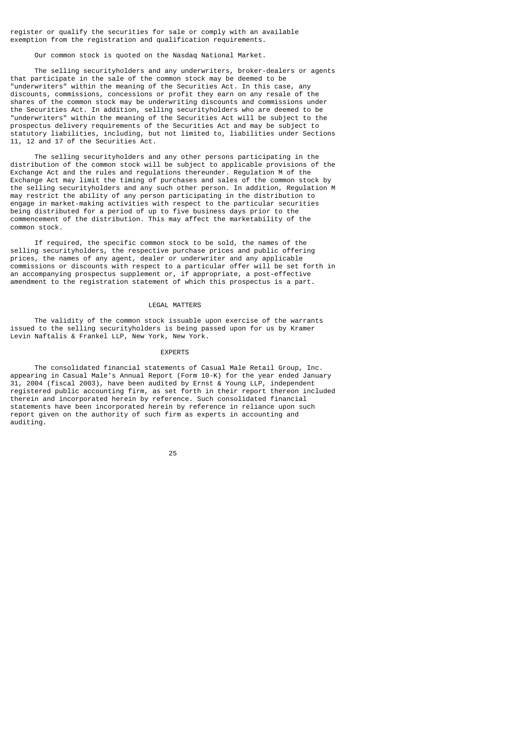register or qualify the securities for sale or comply with an available exemption from the registration and qualification requirements.

Our common stock is quoted on the Nasdaq National Market.

The selling securityholders and any underwriters, broker-dealers or agents that participate in the sale of the common stock may be deemed to be "underwriters" within the meaning of the Securities Act. In this case, any discounts, commissions, concessions or profit they earn on any resale of the shares of the common stock may be underwriting discounts and commissions under the Securities Act. In addition, selling securityholders who are deemed to be "underwriters" within the meaning of the Securities Act will be subject to the prospectus delivery requirements of the Securities Act and may be subject to statutory liabilities, including, but not limited to, liabilities under Sections 11, 12 and 17 of the Securities Act.

The selling securityholders and any other persons participating in the distribution of the common stock will be subject to applicable provisions of the Exchange Act and the rules and regulations thereunder. Regulation M of the Exchange Act may limit the timing of purchases and sales of the common stock by the selling securityholders and any such other person. In addition, Regulation M may restrict the ability of any person participating in the distribution to engage in market-making activities with respect to the particular securities being distributed for a period of up to five business days prior to the commencement of the distribution. This may affect the marketability of the common stock.

If required, the specific common stock to be sold, the names of the selling securityholders, the respective purchase prices and public offering prices, the names of any agent, dealer or underwriter and any applicable commissions or discounts with respect to a particular offer will be set forth in an accompanying prospectus supplement or, if appropriate, a post-effective amendment to the registration statement of which this prospectus is a part.

## LEGAL MATTERS

The validity of the common stock issuable upon exercise of the warrants issued to the selling securityholders is being passed upon for us by Kramer Levin Naftalis & Frankel LLP, New York, New York.

## EXPERTS

The consolidated financial statements of Casual Male Retail Group, Inc. appearing in Casual Male's Annual Report (Form 10-K) for the year ended January 31, 2004 (fiscal 2003), have been audited by Ernst & Young LLP, independent registered public accounting firm, as set forth in their report thereon included therein and incorporated herein by reference. Such consolidated financial statements have been incorporated herein by reference in reliance upon such report given on the authority of such firm as experts in accounting and auditing.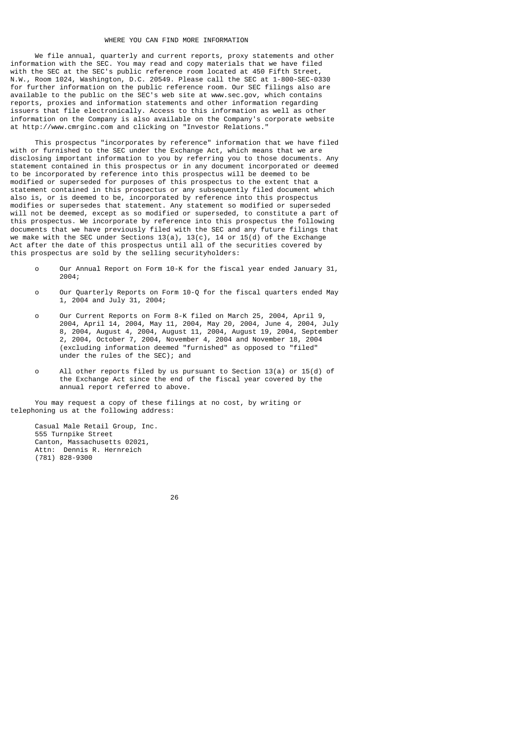## WHERE YOU CAN FIND MORE INFORMATION

We file annual, quarterly and current reports, proxy statements and other information with the SEC. You may read and copy materials that we have filed with the SEC at the SEC's public reference room located at 450 Fifth Street, N.W., Room 1024, Washington, D.C. 20549. Please call the SEC at 1-800-SEC-0330 for further information on the public reference room. Our SEC filings also are available to the public on the SEC's web site at www.sec.gov, which contains reports, proxies and information statements and other information regarding issuers that file electronically. Access to this information as well as other information on the Company is also available on the Company's corporate website at http://www.cmrginc.com and clicking on "Investor Relations."

This prospectus "incorporates by reference" information that we have filed with or furnished to the SEC under the Exchange Act, which means that we are disclosing important information to you by referring you to those documents. Any statement contained in this prospectus or in any document incorporated or deemed to be incorporated by reference into this prospectus will be deemed to be modified or superseded for purposes of this prospectus to the extent that a statement contained in this prospectus or any subsequently filed document which also is, or is deemed to be, incorporated by reference into this prospectus modifies or supersedes that statement. Any statement so modified or superseded will not be deemed, except as so modified or superseded, to constitute a part of this prospectus. We incorporate by reference into this prospectus the following documents that we have previously filed with the SEC and any future filings that we make with the SEC under Sections 13(a), 13(c), 14 or 15(d) of the Exchange Act after the date of this prospectus until all of the securities covered by this prospectus are sold by the selling securityholders:

- Our Annual Report on Form 10-K for the fiscal year ended January 31, 2004;
- Our Quarterly Reports on Form 10-Q for the fiscal quarters ended May 1, 2004 and July 31, 2004;
- Our Current Reports on Form 8-K filed on March 25, 2004, April 9, 2004, April 14, 2004, May 11, 2004, May 20, 2004, June 4, 2004, July 8, 2004, August 4, 2004, August 11, 2004, August 19, 2004, September 2, 2004, October 7, 2004, November 4, 2004 and November 18, 2004 (excluding information deemed "furnished" as opposed to "filed" under the rules of the SEC); and
- All other reports filed by us pursuant to Section 13(a) or 15(d) of the Exchange Act since the end of the fiscal year covered by the annual report referred to above.

You may request a copy of these filings at no cost, by writing or telephoning us at the following address:

Casual Male Retail Group, Inc.
555 Turnpike Street
Canton, Massachusetts 02021,
Attn: Dennis R. Hernreich
(781) 828-9300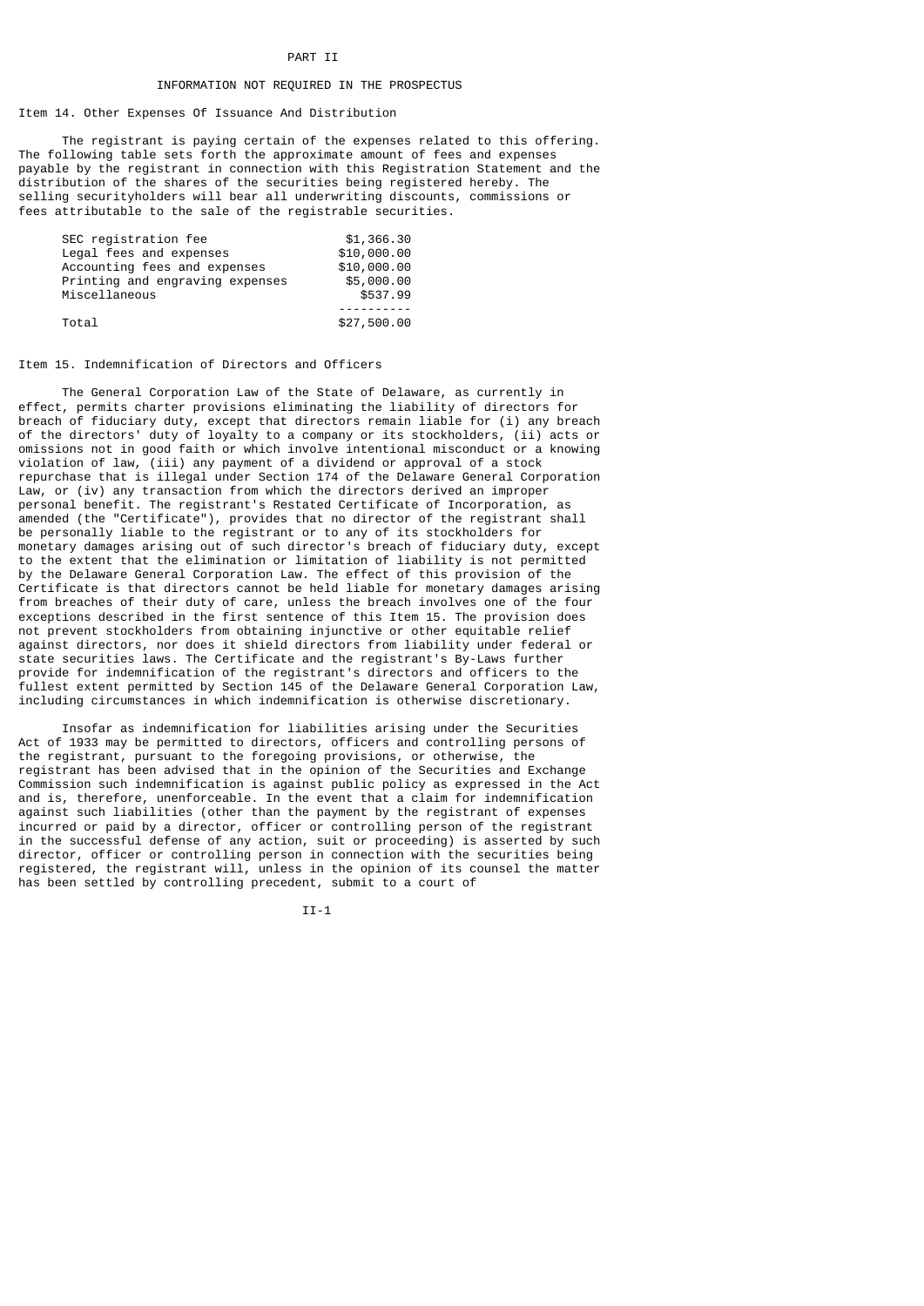# PART II

## INFORMATION NOT REQUIRED IN THE PROSPECTUS

### Item 14. Other Expenses Of Issuance And Distribution

The registrant is paying certain of the expenses related to this offering. The following table sets forth the approximate amount of fees and expenses payable by the registrant in connection with this Registration Statement and the distribution of the shares of the securities being registered hereby. The selling securityholders will bear all underwriting discounts, commissions or fees attributable to the sale of the registrable securities.

| | |
|---|---|
| SEC registration fee | $1,366.30 |
| Legal fees and expenses | $10,000.00 |
| Accounting fees and expenses | $10,000.00 |
| Printing and engraving expenses | $5,000.00 |
| Miscellaneous | $537.99 |
| Total | $27,500.00 |

### Item 15. Indemnification of Directors and Officers

The General Corporation Law of the State of Delaware, as currently in effect, permits charter provisions eliminating the liability of directors for breach of fiduciary duty, except that directors remain liable for (i) any breach of the directors' duty of loyalty to a company or its stockholders, (ii) acts or omissions not in good faith or which involve intentional misconduct or a knowing violation of law, (iii) any payment of a dividend or approval of a stock repurchase that is illegal under Section 174 of the Delaware General Corporation Law, or (iv) any transaction from which the directors derived an improper personal benefit. The registrant's Restated Certificate of Incorporation, as amended (the "Certificate"), provides that no director of the registrant shall be personally liable to the registrant or to any of its stockholders for monetary damages arising out of such director's breach of fiduciary duty, except to the extent that the elimination or limitation of liability is not permitted by the Delaware General Corporation Law. The effect of this provision of the Certificate is that directors cannot be held liable for monetary damages arising from breaches of their duty of care, unless the breach involves one of the four exceptions described in the first sentence of this Item 15. The provision does not prevent stockholders from obtaining injunctive or other equitable relief against directors, nor does it shield directors from liability under federal or state securities laws. The Certificate and the registrant's By-Laws further provide for indemnification of the registrant's directors and officers to the fullest extent permitted by Section 145 of the Delaware General Corporation Law, including circumstances in which indemnification is otherwise discretionary.

Insofar as indemnification for liabilities arising under the Securities Act of 1933 may be permitted to directors, officers and controlling persons of the registrant, pursuant to the foregoing provisions, or otherwise, the registrant has been advised that in the opinion of the Securities and Exchange Commission such indemnification is against public policy as expressed in the Act and is, therefore, unenforceable. In the event that a claim for indemnification against such liabilities (other than the payment by the registrant of expenses incurred or paid by a director, officer or controlling person of the registrant in the successful defense of any action, suit or proceeding) is asserted by such director, officer or controlling person in connection with the securities being registered, the registrant will, unless in the opinion of its counsel the matter has been settled by controlling precedent, submit to a court of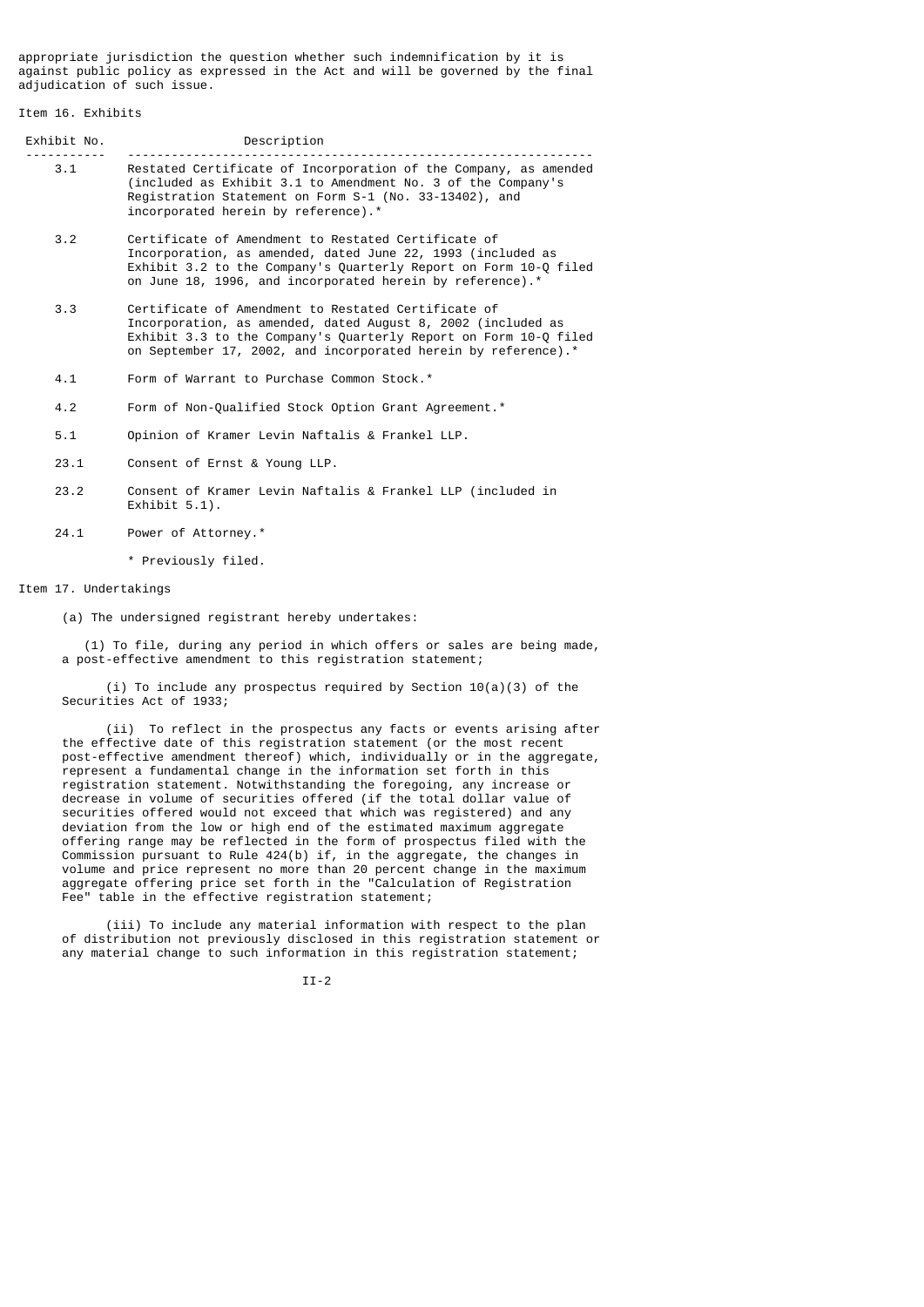appropriate jurisdiction the question whether such indemnification by it is against public policy as expressed in the Act and will be governed by the final adjudication of such issue.

Item 16. Exhibits

| Exhibit No. | Description |
| --- | --- |
| 3.1 | Restated Certificate of Incorporation of the Company, as amended (included as Exhibit 3.1 to Amendment No. 3 of the Company's Registration Statement on Form S-1 (No. 33-13402), and incorporated herein by reference).* |
| 3.2 | Certificate of Amendment to Restated Certificate of Incorporation, as amended, dated June 22, 1993 (included as Exhibit 3.2 to the Company's Quarterly Report on Form 10-Q filed on June 18, 1996, and incorporated herein by reference).* |
| 3.3 | Certificate of Amendment to Restated Certificate of Incorporation, as amended, dated August 8, 2002 (included as Exhibit 3.3 to the Company's Quarterly Report on Form 10-Q filed on September 17, 2002, and incorporated herein by reference).* |
| 4.1 | Form of Warrant to Purchase Common Stock.* |
| 4.2 | Form of Non-Qualified Stock Option Grant Agreement.* |
| 5.1 | Opinion of Kramer Levin Naftalis & Frankel LLP. |
| 23.1 | Consent of Ernst & Young LLP. |
| 23.2 | Consent of Kramer Levin Naftalis & Frankel LLP (included in Exhibit 5.1). |
| 24.1 | Power of Attorney.* |

\* Previously filed.

Item 17. Undertakings

(a) The undersigned registrant hereby undertakes:

(1) To file, during any period in which offers or sales are being made, a post-effective amendment to this registration statement;

(i) To include any prospectus required by Section 10(a)(3) of the Securities Act of 1933;

(ii) To reflect in the prospectus any facts or events arising after the effective date of this registration statement (or the most recent post-effective amendment thereof) which, individually or in the aggregate, represent a fundamental change in the information set forth in this registration statement. Notwithstanding the foregoing, any increase or decrease in volume of securities offered (if the total dollar value of securities offered would not exceed that which was registered) and any deviation from the low or high end of the estimated maximum aggregate offering range may be reflected in the form of prospectus filed with the Commission pursuant to Rule 424(b) if, in the aggregate, the changes in volume and price represent no more than 20 percent change in the maximum aggregate offering price set forth in the "Calculation of Registration Fee" table in the effective registration statement;

(iii) To include any material information with respect to the plan of distribution not previously disclosed in this registration statement or any material change to such information in this registration statement;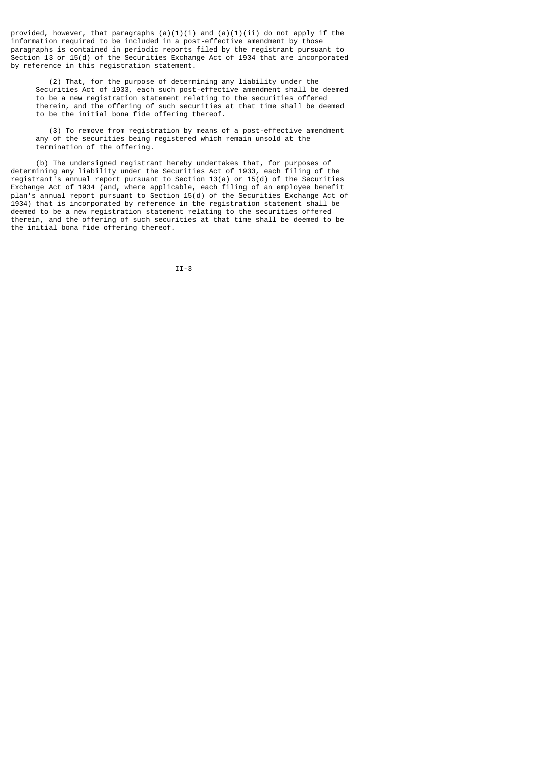provided, however, that paragraphs (a)(1)(i) and (a)(1)(ii) do not apply if the information required to be included in a post-effective amendment by those paragraphs is contained in periodic reports filed by the registrant pursuant to Section 13 or 15(d) of the Securities Exchange Act of 1934 that are incorporated by reference in this registration statement.

(2) That, for the purpose of determining any liability under the Securities Act of 1933, each such post-effective amendment shall be deemed to be a new registration statement relating to the securities offered therein, and the offering of such securities at that time shall be deemed to be the initial bona fide offering thereof.

(3) To remove from registration by means of a post-effective amendment any of the securities being registered which remain unsold at the termination of the offering.

(b) The undersigned registrant hereby undertakes that, for purposes of determining any liability under the Securities Act of 1933, each filing of the registrant's annual report pursuant to Section 13(a) or 15(d) of the Securities Exchange Act of 1934 (and, where applicable, each filing of an employee benefit plan's annual report pursuant to Section 15(d) of the Securities Exchange Act of 1934) that is incorporated by reference in the registration statement shall be deemed to be a new registration statement relating to the securities offered therein, and the offering of such securities at that time shall be deemed to be the initial bona fide offering thereof.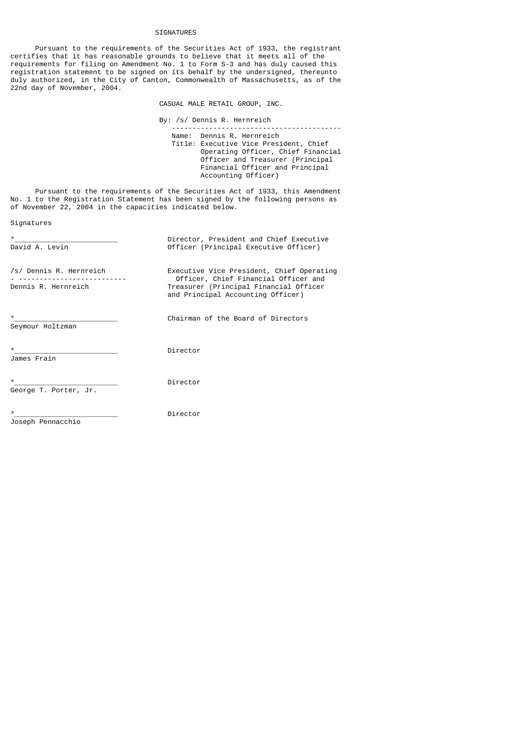# SIGNATURES

Pursuant to the requirements of the Securities Act of 1933, the registrant certifies that it has reasonable grounds to believe that it meets all of the requirements for filing on Amendment No. 1 to Form S-3 and has duly caused this registration statement to be signed on its behalf by the undersigned, thereunto duly authorized, in the City of Canton, Commonwealth of Massachusetts, as of the 22nd day of November, 2004.

CASUAL MALE RETAIL GROUP, INC.

By: /s/ Dennis R. Hernreich

Name: Dennis R. Hernreich
Title: Executive Vice President, Chief Operating Officer, Chief Financial Officer and Treasurer (Principal Financial Officer and Principal Accounting Officer)

Pursuant to the requirements of the Securities Act of 1933, this Amendment No. 1 to the Registration Statement has been signed by the following persons as of November 22, 2004 in the capacities indicated below.

| Signatures | |
|---|---|
| *________________________<br>David A. Levin | Director, President and Chief Executive Officer (Principal Executive Officer) |
| /s/ Dennis R. Hernreich<br>Dennis R. Hernreich | Executive Vice President, Chief Operating Officer, Chief Financial Officer and Treasurer (Principal Financial Officer and Principal Accounting Officer) |
| *________________________<br>Seymour Holtzman | Chairman of the Board of Directors |
| *________________________<br>James Frain | Director |
| *________________________<br>George T. Porter, Jr. | Director |
| *________________________<br>Joseph Pennacchio | Director |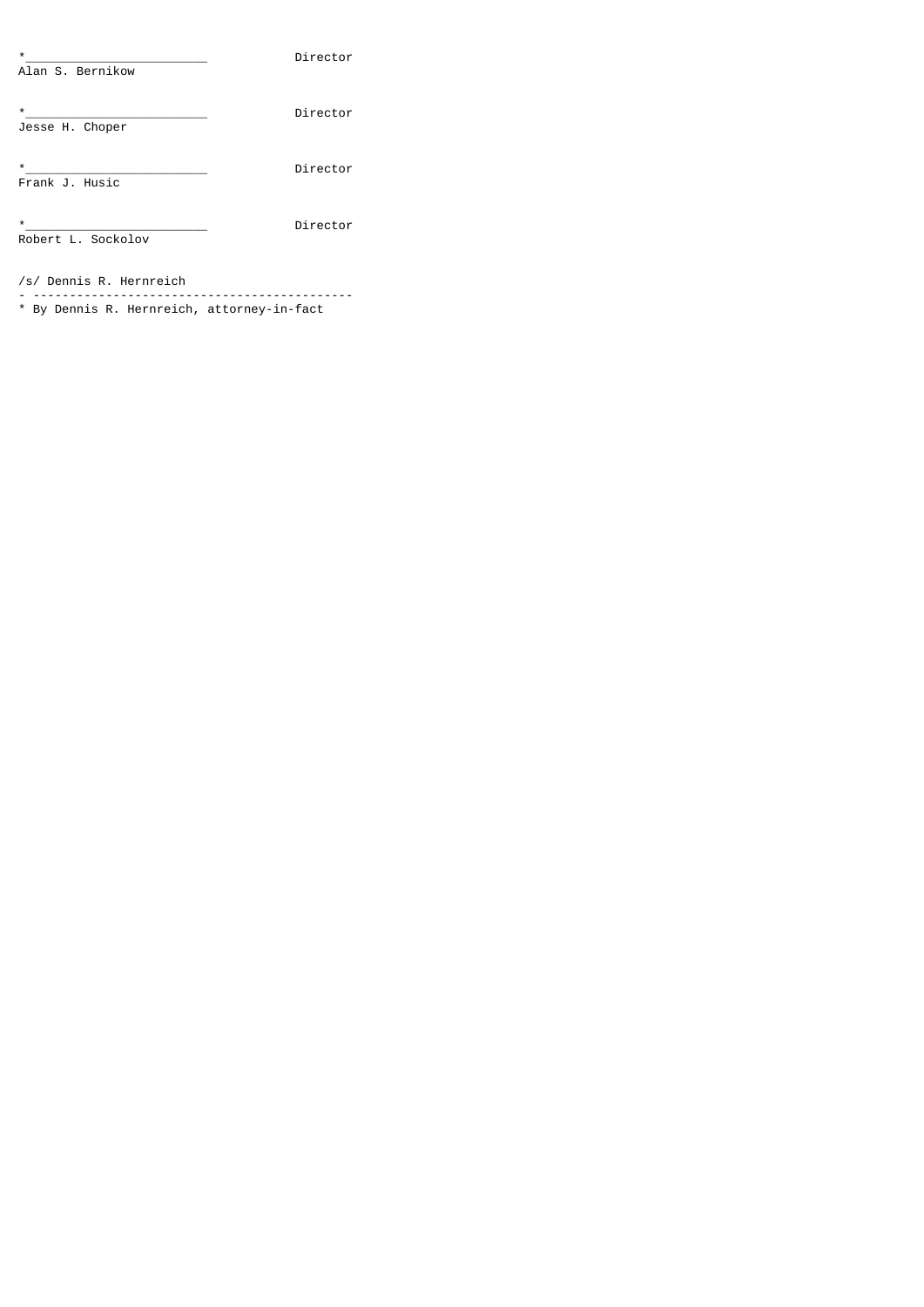*\_\_\_\_\_\_\_\_\_\_\_\_\_\_\_\_\_\_\_\_\_\_\_\_\_\_ Director
Alan S. Bernikow

*\_\_\_\_\_\_\_\_\_\_\_\_\_\_\_\_\_\_\_\_\_\_\_\_\_\_ Director
Jesse H. Choper

*\_\_\_\_\_\_\_\_\_\_\_\_\_\_\_\_\_\_\_\_\_\_\_\_\_\_ Director
Frank J. Husic

*\_\_\_\_\_\_\_\_\_\_\_\_\_\_\_\_\_\_\_\_\_\_\_\_\_\_ Director
Robert L. Sockolov

/s/ Dennis R. Hernreich

\- --------------------------------------------

\* By Dennis R. Hernreich, attorney-in-fact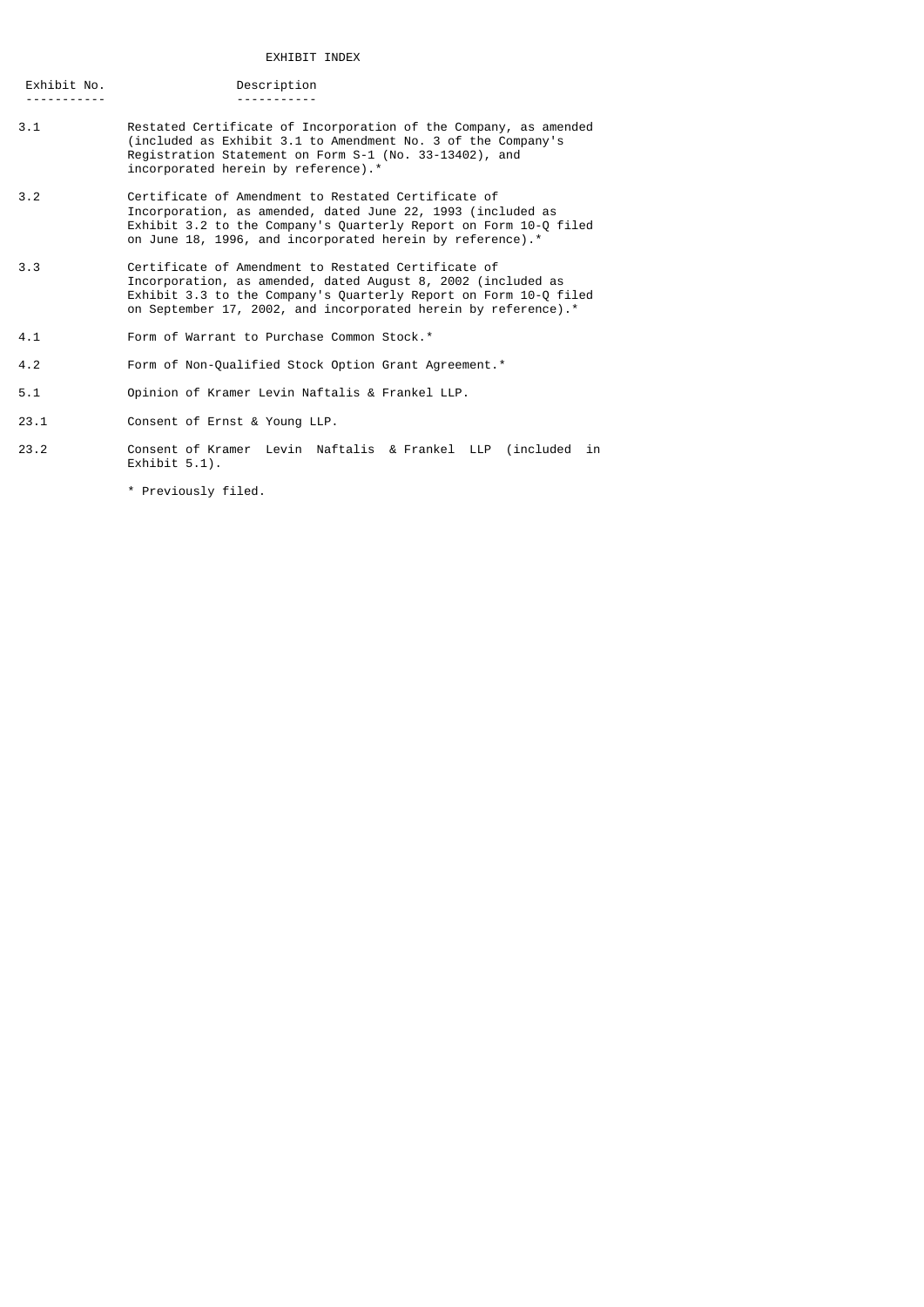# EXHIBIT INDEX

| Exhibit No. | Description |
| --- | --- |
| 3.1 | Restated Certificate of Incorporation of the Company, as amended (included as Exhibit 3.1 to Amendment No. 3 of the Company's Registration Statement on Form S-1 (No. 33-13402), and incorporated herein by reference).* |
| 3.2 | Certificate of Amendment to Restated Certificate of Incorporation, as amended, dated June 22, 1993 (included as Exhibit 3.2 to the Company's Quarterly Report on Form 10-Q filed on June 18, 1996, and incorporated herein by reference).* |
| 3.3 | Certificate of Amendment to Restated Certificate of Incorporation, as amended, dated August 8, 2002 (included as Exhibit 3.3 to the Company's Quarterly Report on Form 10-Q filed on September 17, 2002, and incorporated herein by reference).* |
| 4.1 | Form of Warrant to Purchase Common Stock.* |
| 4.2 | Form of Non-Qualified Stock Option Grant Agreement.* |
| 5.1 | Opinion of Kramer Levin Naftalis & Frankel LLP. |
| 23.1 | Consent of Ernst & Young LLP. |
| 23.2 | Consent of Kramer Levin Naftalis & Frankel LLP (included in Exhibit 5.1). |

* Previously filed.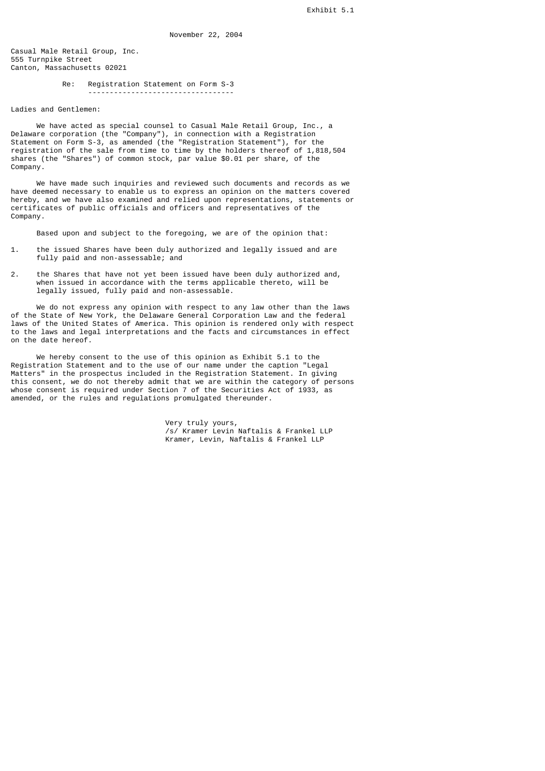Exhibit 5.1

November 22, 2004

Casual Male Retail Group, Inc.
555 Turnpike Street
Canton, Massachusetts 02021

Re: Registration Statement on Form S-3

Ladies and Gentlemen:

We have acted as special counsel to Casual Male Retail Group, Inc., a Delaware corporation (the "Company"), in connection with a Registration Statement on Form S-3, as amended (the "Registration Statement"), for the registration of the sale from time to time by the holders thereof of 1,818,504 shares (the "Shares") of common stock, par value $0.01 per share, of the Company.

We have made such inquiries and reviewed such documents and records as we have deemed necessary to enable us to express an opinion on the matters covered hereby, and we have also examined and relied upon representations, statements or certificates of public officials and officers and representatives of the Company.

Based upon and subject to the foregoing, we are of the opinion that:

1. the issued Shares have been duly authorized and legally issued and are fully paid and non-assessable; and

2. the Shares that have not yet been issued have been duly authorized and, when issued in accordance with the terms applicable thereto, will be legally issued, fully paid and non-assessable.

We do not express any opinion with respect to any law other than the laws of the State of New York, the Delaware General Corporation Law and the federal laws of the United States of America. This opinion is rendered only with respect to the laws and legal interpretations and the facts and circumstances in effect on the date hereof.

We hereby consent to the use of this opinion as Exhibit 5.1 to the Registration Statement and to the use of our name under the caption "Legal Matters" in the prospectus included in the Registration Statement. In giving this consent, we do not thereby admit that we are within the category of persons whose consent is required under Section 7 of the Securities Act of 1933, as amended, or the rules and regulations promulgated thereunder.

Very truly yours,
/s/ Kramer Levin Naftalis & Frankel LLP
Kramer, Levin, Naftalis & Frankel LLP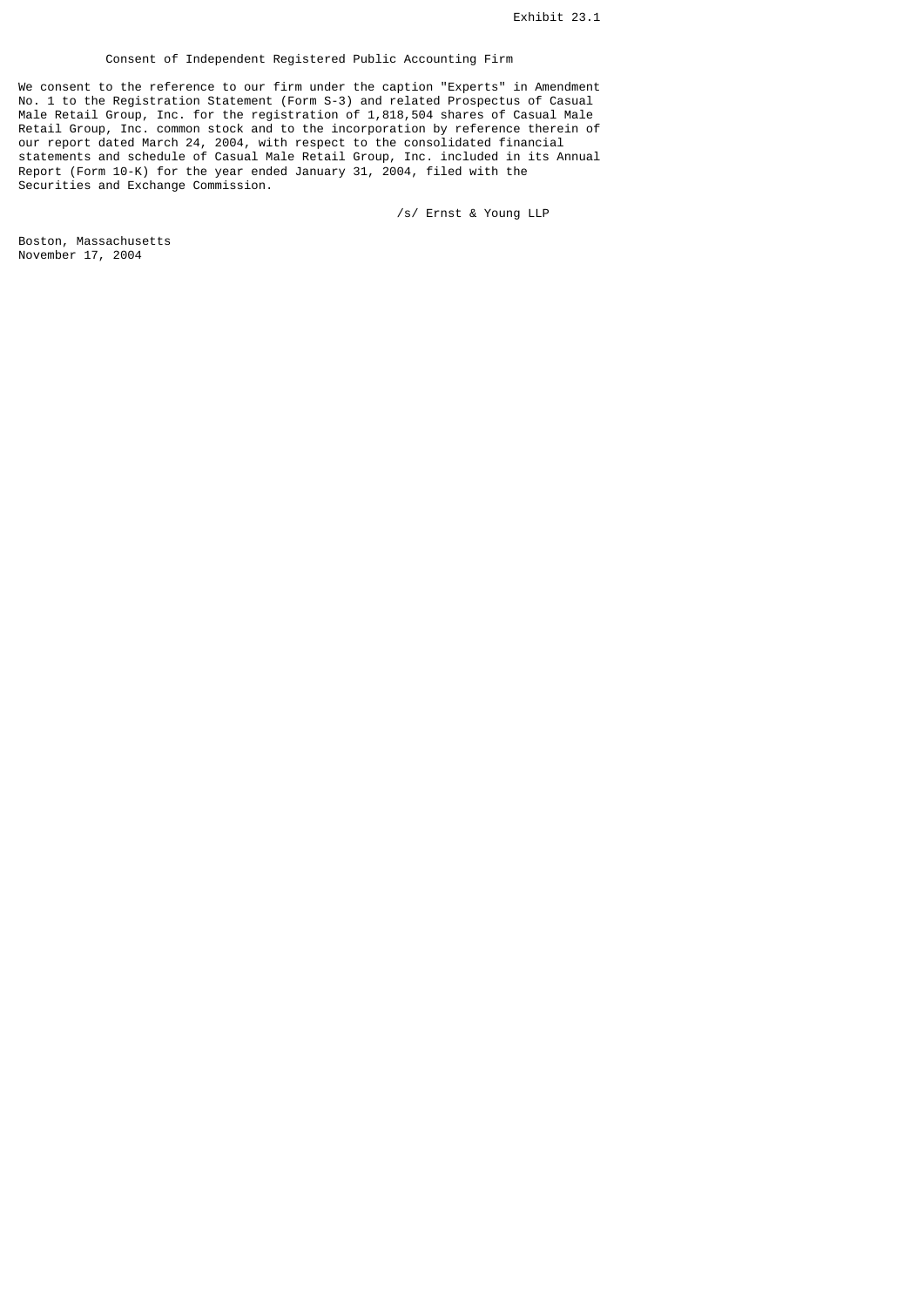Exhibit 23.1

## Consent of Independent Registered Public Accounting Firm

We consent to the reference to our firm under the caption "Experts" in Amendment No. 1 to the Registration Statement (Form S-3) and related Prospectus of Casual Male Retail Group, Inc. for the registration of 1,818,504 shares of Casual Male Retail Group, Inc. common stock and to the incorporation by reference therein of our report dated March 24, 2004, with respect to the consolidated financial statements and schedule of Casual Male Retail Group, Inc. included in its Annual Report (Form 10-K) for the year ended January 31, 2004, filed with the Securities and Exchange Commission.

/s/ Ernst & Young LLP

Boston, Massachusetts
November 17, 2004